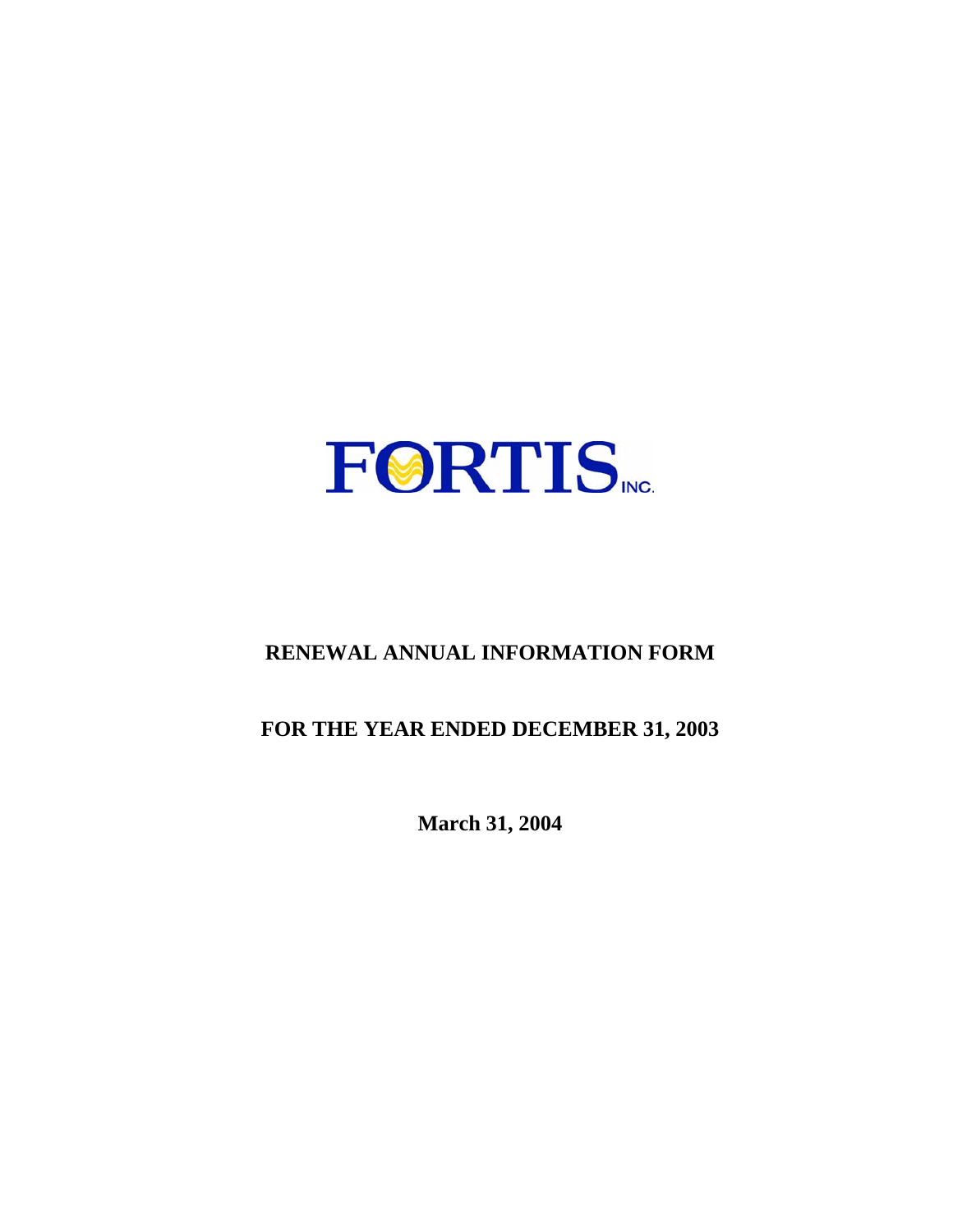# FORTIS INC.

## RENEWAL ANNUAL INFORMATION FORM

## FOR THE YEAR ENDED DECEMBER 31, 2003

**March 31, 2004**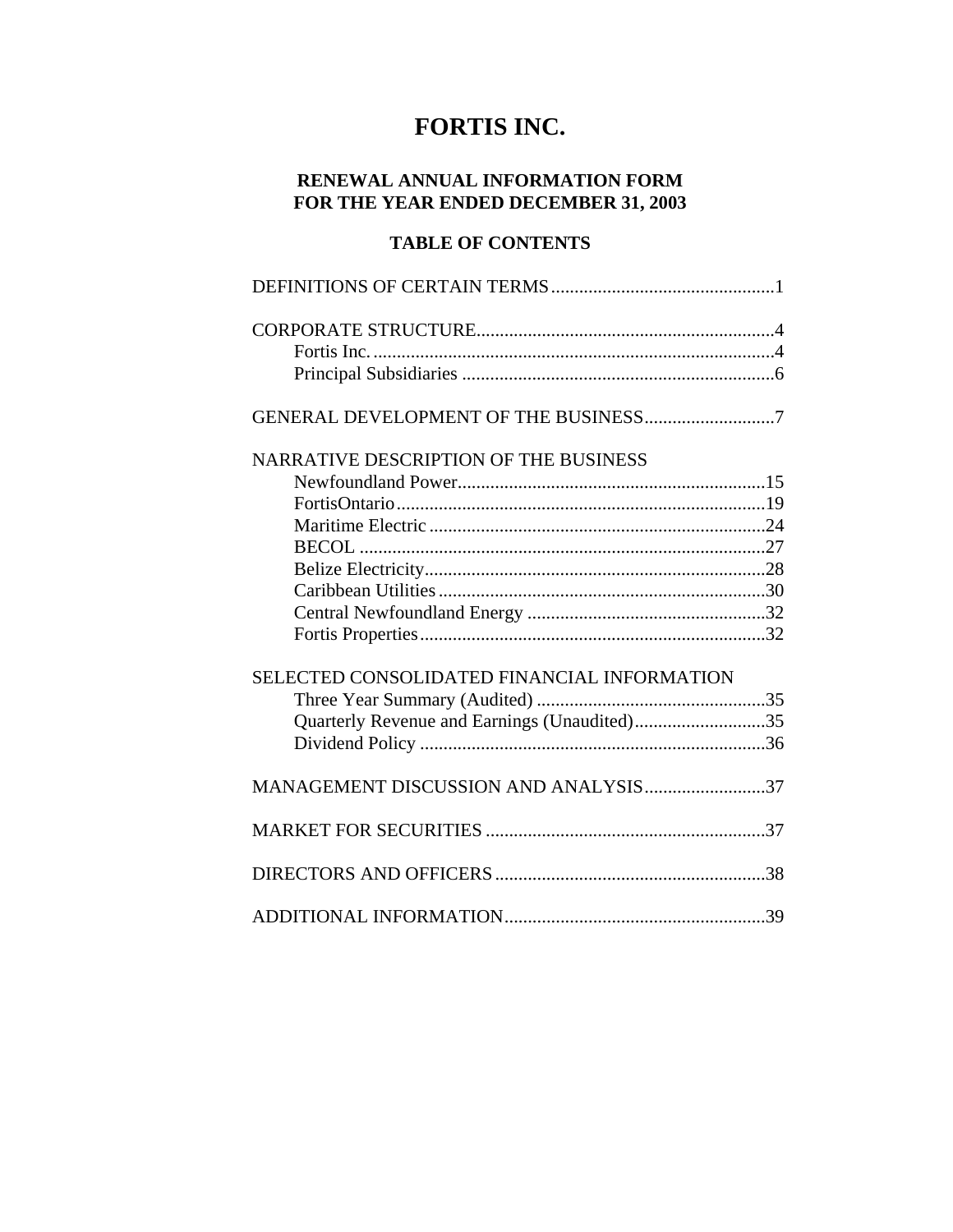# FORTIS INC.

## RENEWAL ANNUAL INFORMATION FORM
## FOR THE YEAR ENDED DECEMBER 31, 2003

### TABLE OF CONTENTS

DEFINITIONS OF CERTAIN TERMS ............................................... 1

CORPORATE STRUCTURE ............................................................... 4
- Fortis Inc. ...................................................................................... 4
- Principal Subsidiaries ................................................................... 6

GENERAL DEVELOPMENT OF THE BUSINESS ............................ 7

NARRATIVE DESCRIPTION OF THE BUSINESS
- Newfoundland Power .................................................................. 15
- FortisOntario ............................................................................... 19
- Maritime Electric ........................................................................ 24
- BECOL ........................................................................................ 27
- Belize Electricity ......................................................................... 28
- Caribbean Utilities ...................................................................... 30
- Central Newfoundland Energy ................................................... 32
- Fortis Properties .......................................................................... 32

SELECTED CONSOLIDATED FINANCIAL INFORMATION
- Three Year Summary (Audited) .................................................. 35
- Quarterly Revenue and Earnings (Unaudited) ............................ 35
- Dividend Policy ........................................................................... 36

MANAGEMENT DISCUSSION AND ANALYSIS .......................... 37

MARKET FOR SECURITIES ............................................................ 37

DIRECTORS AND OFFICERS ........................................................... 38

ADDITIONAL INFORMATION ........................................................ 39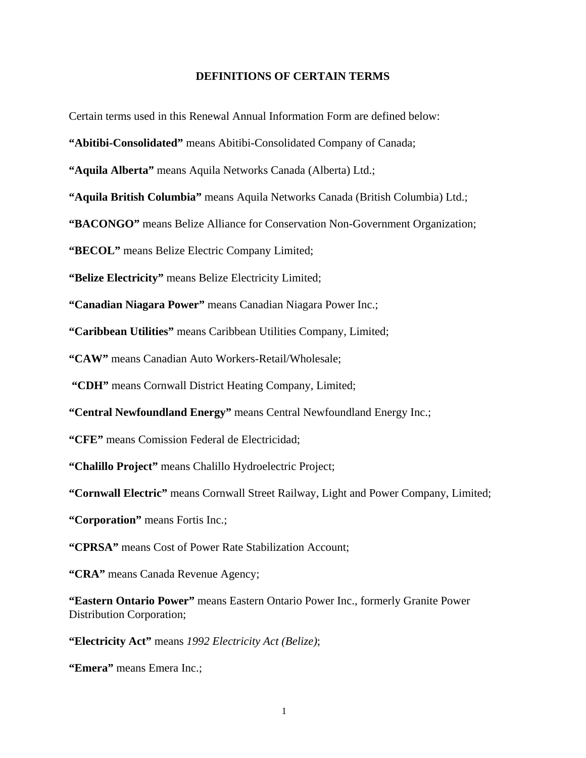# DEFINITIONS OF CERTAIN TERMS

Certain terms used in this Renewal Annual Information Form are defined below:

**"Abitibi-Consolidated"** means Abitibi-Consolidated Company of Canada;

**"Aquila Alberta"** means Aquila Networks Canada (Alberta) Ltd.;

**"Aquila British Columbia"** means Aquila Networks Canada (British Columbia) Ltd.;

**"BACONGO"** means Belize Alliance for Conservation Non-Government Organization;

**"BECOL"** means Belize Electric Company Limited;

**"Belize Electricity"** means Belize Electricity Limited;

**"Canadian Niagara Power"** means Canadian Niagara Power Inc.;

**"Caribbean Utilities"** means Caribbean Utilities Company, Limited;

**"CAW"** means Canadian Auto Workers-Retail/Wholesale;

**"CDH"** means Cornwall District Heating Company, Limited;

**"Central Newfoundland Energy"** means Central Newfoundland Energy Inc.;

**"CFE"** means Comission Federal de Electricidad;

**"Chalillo Project"** means Chalillo Hydroelectric Project;

**"Cornwall Electric"** means Cornwall Street Railway, Light and Power Company, Limited;

**"Corporation"** means Fortis Inc.;

**"CPRSA"** means Cost of Power Rate Stabilization Account;

**"CRA"** means Canada Revenue Agency;

**"Eastern Ontario Power"** means Eastern Ontario Power Inc., formerly Granite Power Distribution Corporation;

**"Electricity Act"** means *1992 Electricity Act (Belize)*;

**"Emera"** means Emera Inc.;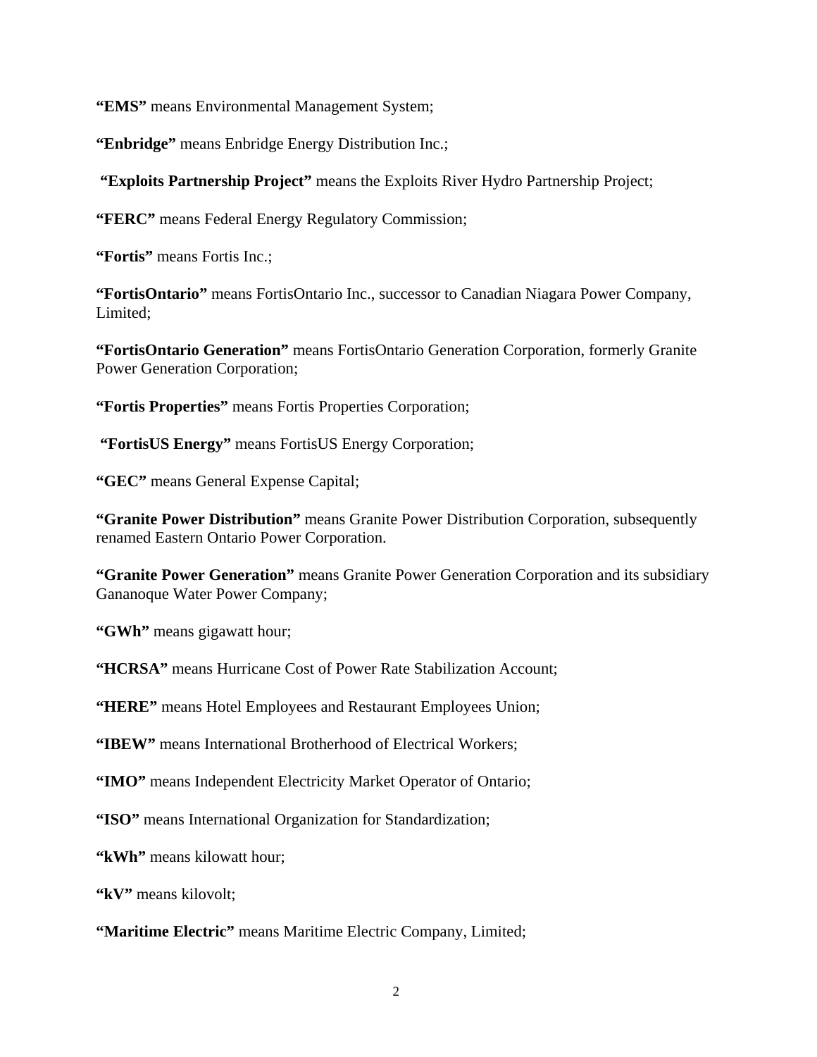**"EMS"** means Environmental Management System;

**"Enbridge"** means Enbridge Energy Distribution Inc.;

**"Exploits Partnership Project"** means the Exploits River Hydro Partnership Project;

**"FERC"** means Federal Energy Regulatory Commission;

**"Fortis"** means Fortis Inc.;

**"FortisOntario"** means FortisOntario Inc., successor to Canadian Niagara Power Company, Limited;

**"FortisOntario Generation"** means FortisOntario Generation Corporation, formerly Granite Power Generation Corporation;

**"Fortis Properties"** means Fortis Properties Corporation;

**"FortisUS Energy"** means FortisUS Energy Corporation;

**"GEC"** means General Expense Capital;

**"Granite Power Distribution"** means Granite Power Distribution Corporation, subsequently renamed Eastern Ontario Power Corporation.

**"Granite Power Generation"** means Granite Power Generation Corporation and its subsidiary Gananoque Water Power Company;

**"GWh"** means gigawatt hour;

**"HCRSA"** means Hurricane Cost of Power Rate Stabilization Account;

**"HERE"** means Hotel Employees and Restaurant Employees Union;

**"IBEW"** means International Brotherhood of Electrical Workers;

**"IMO"** means Independent Electricity Market Operator of Ontario;

**"ISO"** means International Organization for Standardization;

**"kWh"** means kilowatt hour;

**"kV"** means kilovolt;

**"Maritime Electric"** means Maritime Electric Company, Limited;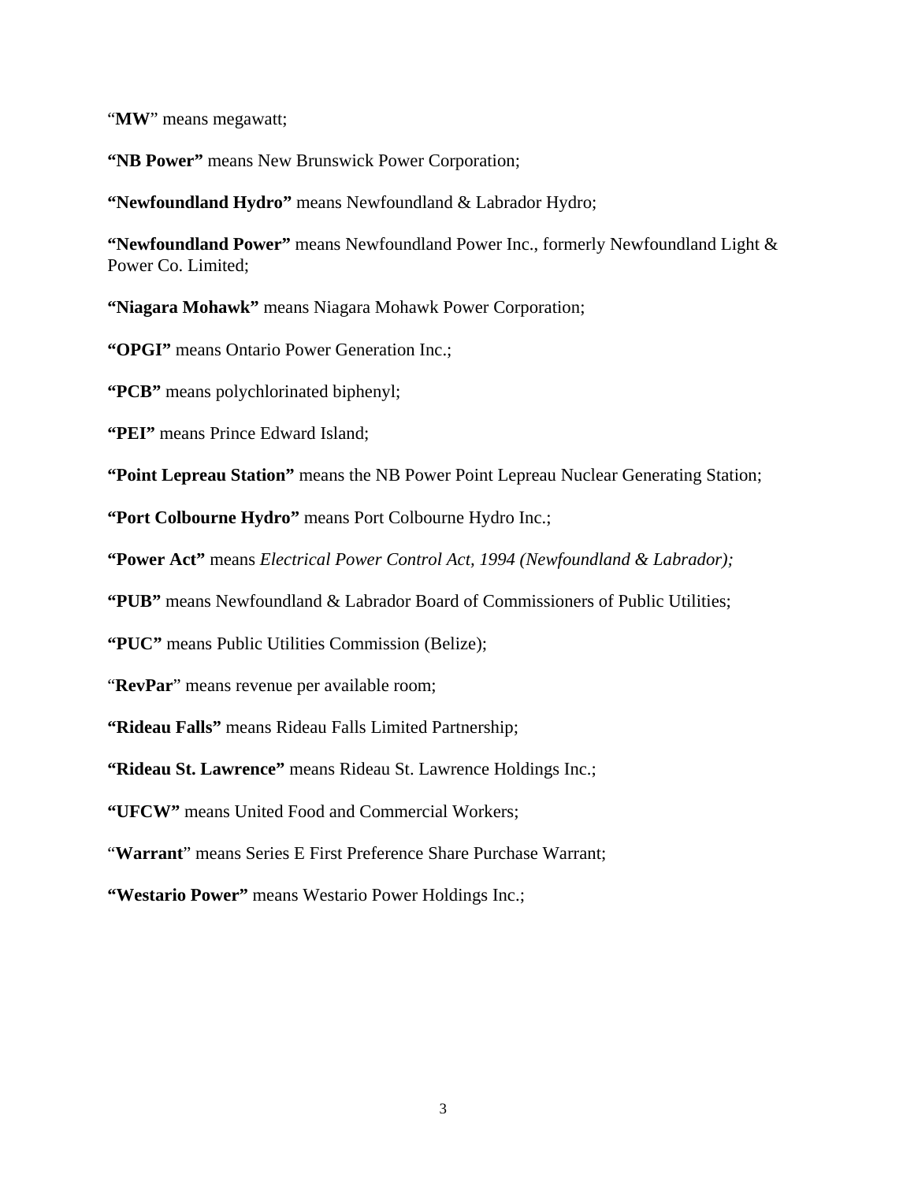"**MW**" means megawatt;

**"NB Power"** means New Brunswick Power Corporation;

**"Newfoundland Hydro"** means Newfoundland & Labrador Hydro;

**"Newfoundland Power"** means Newfoundland Power Inc., formerly Newfoundland Light & Power Co. Limited;

**"Niagara Mohawk"** means Niagara Mohawk Power Corporation;

**"OPGI"** means Ontario Power Generation Inc.;

**"PCB"** means polychlorinated biphenyl;

**"PEI"** means Prince Edward Island;

**"Point Lepreau Station"** means the NB Power Point Lepreau Nuclear Generating Station;

**"Port Colbourne Hydro"** means Port Colbourne Hydro Inc.;

**"Power Act"** means *Electrical Power Control Act, 1994 (Newfoundland & Labrador);*

**"PUB"** means Newfoundland & Labrador Board of Commissioners of Public Utilities;

**"PUC"** means Public Utilities Commission (Belize);

"**RevPar**" means revenue per available room;

**"Rideau Falls"** means Rideau Falls Limited Partnership;

**"Rideau St. Lawrence"** means Rideau St. Lawrence Holdings Inc.;

**"UFCW"** means United Food and Commercial Workers;

"**Warrant**" means Series E First Preference Share Purchase Warrant;

**"Westario Power"** means Westario Power Holdings Inc.;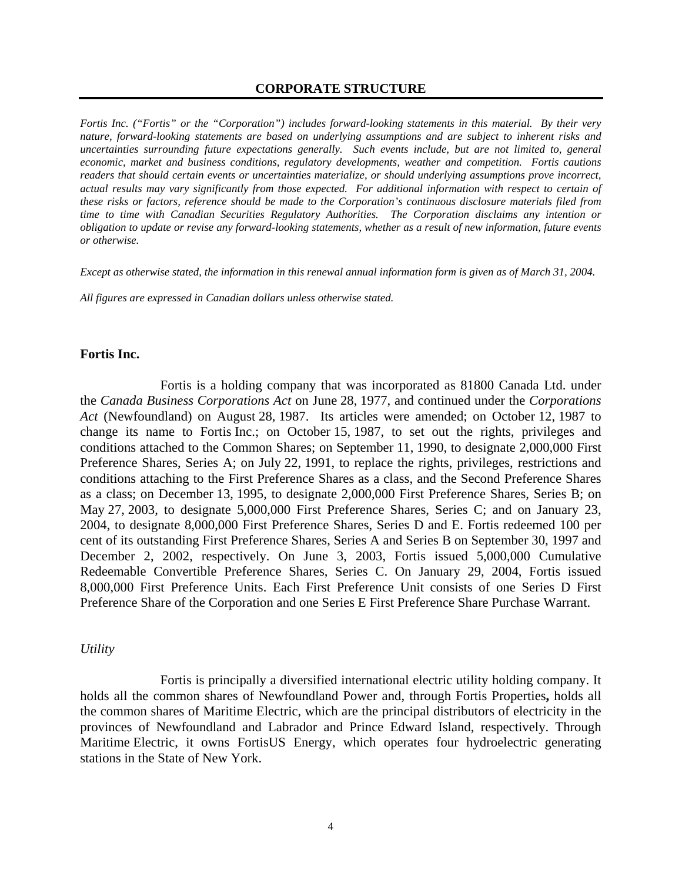## CORPORATE STRUCTURE

*Fortis Inc. ("Fortis" or the "Corporation") includes forward-looking statements in this material. By their very nature, forward-looking statements are based on underlying assumptions and are subject to inherent risks and uncertainties surrounding future expectations generally. Such events include, but are not limited to, general economic, market and business conditions, regulatory developments, weather and competition. Fortis cautions readers that should certain events or uncertainties materialize, or should underlying assumptions prove incorrect, actual results may vary significantly from those expected. For additional information with respect to certain of these risks or factors, reference should be made to the Corporation's continuous disclosure materials filed from time to time with Canadian Securities Regulatory Authorities. The Corporation disclaims any intention or obligation to update or revise any forward-looking statements, whether as a result of new information, future events or otherwise.*

*Except as otherwise stated, the information in this renewal annual information form is given as of March 31, 2004.*

*All figures are expressed in Canadian dollars unless otherwise stated.*

### Fortis Inc.

Fortis is a holding company that was incorporated as 81800 Canada Ltd. under the *Canada Business Corporations Act* on June 28, 1977, and continued under the *Corporations Act* (Newfoundland) on August 28, 1987. Its articles were amended; on October 12, 1987 to change its name to Fortis Inc.; on October 15, 1987, to set out the rights, privileges and conditions attached to the Common Shares; on September 11, 1990, to designate 2,000,000 First Preference Shares, Series A; on July 22, 1991, to replace the rights, privileges, restrictions and conditions attaching to the First Preference Shares as a class, and the Second Preference Shares as a class; on December 13, 1995, to designate 2,000,000 First Preference Shares, Series B; on May 27, 2003, to designate 5,000,000 First Preference Shares, Series C; and on January 23, 2004, to designate 8,000,000 First Preference Shares, Series D and E. Fortis redeemed 100 per cent of its outstanding First Preference Shares, Series A and Series B on September 30, 1997 and December 2, 2002, respectively. On June 3, 2003, Fortis issued 5,000,000 Cumulative Redeemable Convertible Preference Shares, Series C. On January 29, 2004, Fortis issued 8,000,000 First Preference Units. Each First Preference Unit consists of one Series D First Preference Share of the Corporation and one Series E First Preference Share Purchase Warrant.

*Utility*

Fortis is principally a diversified international electric utility holding company. It holds all the common shares of Newfoundland Power and, through Fortis Properties**,** holds all the common shares of Maritime Electric, which are the principal distributors of electricity in the provinces of Newfoundland and Labrador and Prince Edward Island, respectively. Through Maritime Electric, it owns FortisUS Energy, which operates four hydroelectric generating stations in the State of New York.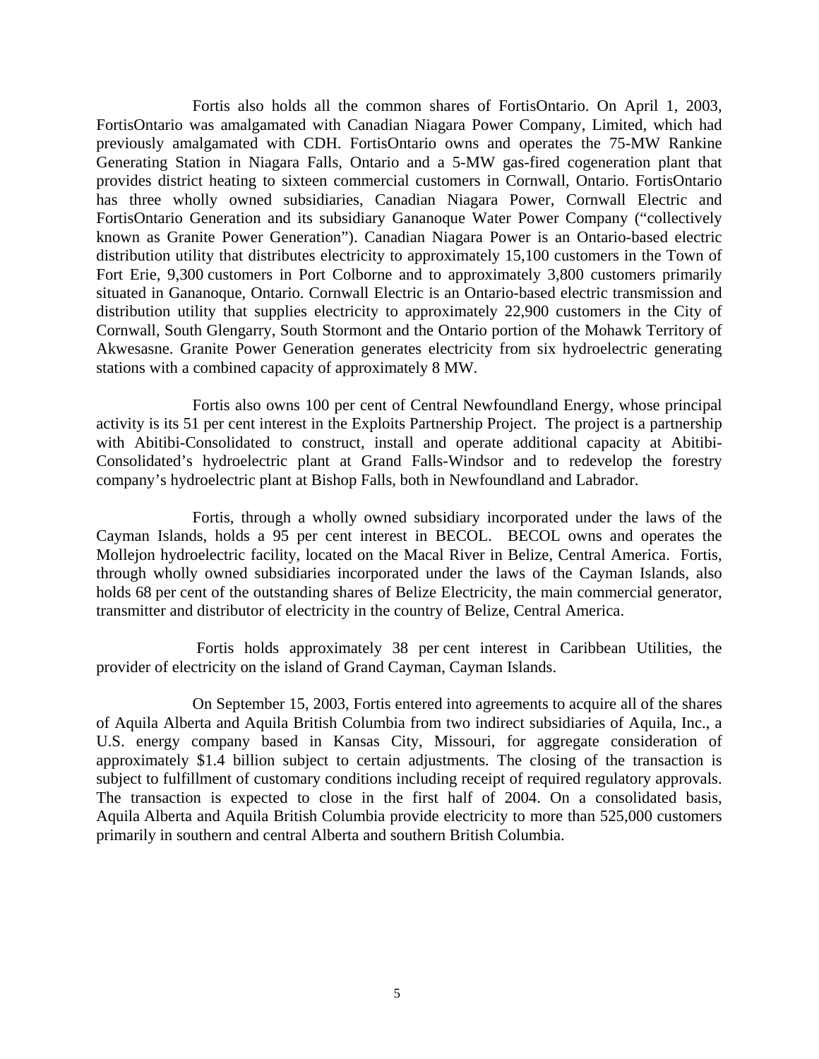Fortis also holds all the common shares of FortisOntario. On April 1, 2003, FortisOntario was amalgamated with Canadian Niagara Power Company, Limited, which had previously amalgamated with CDH. FortisOntario owns and operates the 75-MW Rankine Generating Station in Niagara Falls, Ontario and a 5-MW gas-fired cogeneration plant that provides district heating to sixteen commercial customers in Cornwall, Ontario. FortisOntario has three wholly owned subsidiaries, Canadian Niagara Power, Cornwall Electric and FortisOntario Generation and its subsidiary Gananoque Water Power Company ("collectively known as Granite Power Generation"). Canadian Niagara Power is an Ontario-based electric distribution utility that distributes electricity to approximately 15,100 customers in the Town of Fort Erie, 9,300 customers in Port Colborne and to approximately 3,800 customers primarily situated in Gananoque, Ontario. Cornwall Electric is an Ontario-based electric transmission and distribution utility that supplies electricity to approximately 22,900 customers in the City of Cornwall, South Glengarry, South Stormont and the Ontario portion of the Mohawk Territory of Akwesasne. Granite Power Generation generates electricity from six hydroelectric generating stations with a combined capacity of approximately 8 MW.

Fortis also owns 100 per cent of Central Newfoundland Energy, whose principal activity is its 51 per cent interest in the Exploits Partnership Project. The project is a partnership with Abitibi-Consolidated to construct, install and operate additional capacity at Abitibi-Consolidated's hydroelectric plant at Grand Falls-Windsor and to redevelop the forestry company's hydroelectric plant at Bishop Falls, both in Newfoundland and Labrador.

Fortis, through a wholly owned subsidiary incorporated under the laws of the Cayman Islands, holds a 95 per cent interest in BECOL. BECOL owns and operates the Mollejon hydroelectric facility, located on the Macal River in Belize, Central America. Fortis, through wholly owned subsidiaries incorporated under the laws of the Cayman Islands, also holds 68 per cent of the outstanding shares of Belize Electricity, the main commercial generator, transmitter and distributor of electricity in the country of Belize, Central America.

Fortis holds approximately 38 per cent interest in Caribbean Utilities, the provider of electricity on the island of Grand Cayman, Cayman Islands.

On September 15, 2003, Fortis entered into agreements to acquire all of the shares of Aquila Alberta and Aquila British Columbia from two indirect subsidiaries of Aquila, Inc., a U.S. energy company based in Kansas City, Missouri, for aggregate consideration of approximately $1.4 billion subject to certain adjustments. The closing of the transaction is subject to fulfillment of customary conditions including receipt of required regulatory approvals. The transaction is expected to close in the first half of 2004. On a consolidated basis, Aquila Alberta and Aquila British Columbia provide electricity to more than 525,000 customers primarily in southern and central Alberta and southern British Columbia.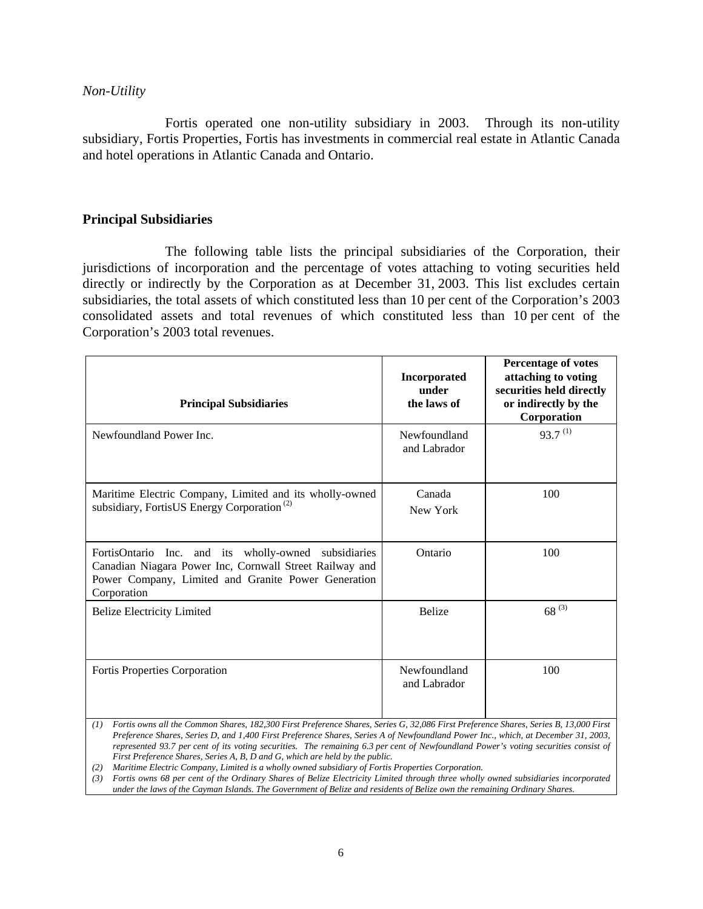*Non-Utility*

Fortis operated one non-utility subsidiary in 2003. Through its non-utility subsidiary, Fortis Properties, Fortis has investments in commercial real estate in Atlantic Canada and hotel operations in Atlantic Canada and Ontario.

## Principal Subsidiaries

The following table lists the principal subsidiaries of the Corporation, their jurisdictions of incorporation and the percentage of votes attaching to voting securities held directly or indirectly by the Corporation as at December 31, 2003. This list excludes certain subsidiaries, the total assets of which constituted less than 10 per cent of the Corporation's 2003 consolidated assets and total revenues of which constituted less than 10 per cent of the Corporation's 2003 total revenues.

| Principal Subsidiaries | Incorporated under the laws of | Percentage of votes attaching to voting securities held directly or indirectly by the Corporation |
|---|---|---|
| Newfoundland Power Inc. | Newfoundland and Labrador | 93.7 (1) |
| Maritime Electric Company, Limited and its wholly-owned subsidiary, FortisUS Energy Corporation (2) | Canada<br>New York | 100 |
| FortisOntario Inc. and its wholly-owned subsidiaries Canadian Niagara Power Inc, Cornwall Street Railway and Power Company, Limited and Granite Power Generation Corporation | Ontario | 100 |
| Belize Electricity Limited | Belize | 68 (3) |
| Fortis Properties Corporation | Newfoundland and Labrador | 100 |

*(1) Fortis owns all the Common Shares, 182,300 First Preference Shares, Series G, 32,086 First Preference Shares, Series B, 13,000 First Preference Shares, Series D, and 1,400 First Preference Shares, Series A of Newfoundland Power Inc., which, at December 31, 2003, represented 93.7 per cent of its voting securities. The remaining 6.3 per cent of Newfoundland Power's voting securities consist of First Preference Shares, Series A, B, D and G, which are held by the public.*

*(2) Maritime Electric Company, Limited is a wholly owned subsidiary of Fortis Properties Corporation.*

*(3) Fortis owns 68 per cent of the Ordinary Shares of Belize Electricity Limited through three wholly owned subsidiaries incorporated under the laws of the Cayman Islands. The Government of Belize and residents of Belize own the remaining Ordinary Shares.*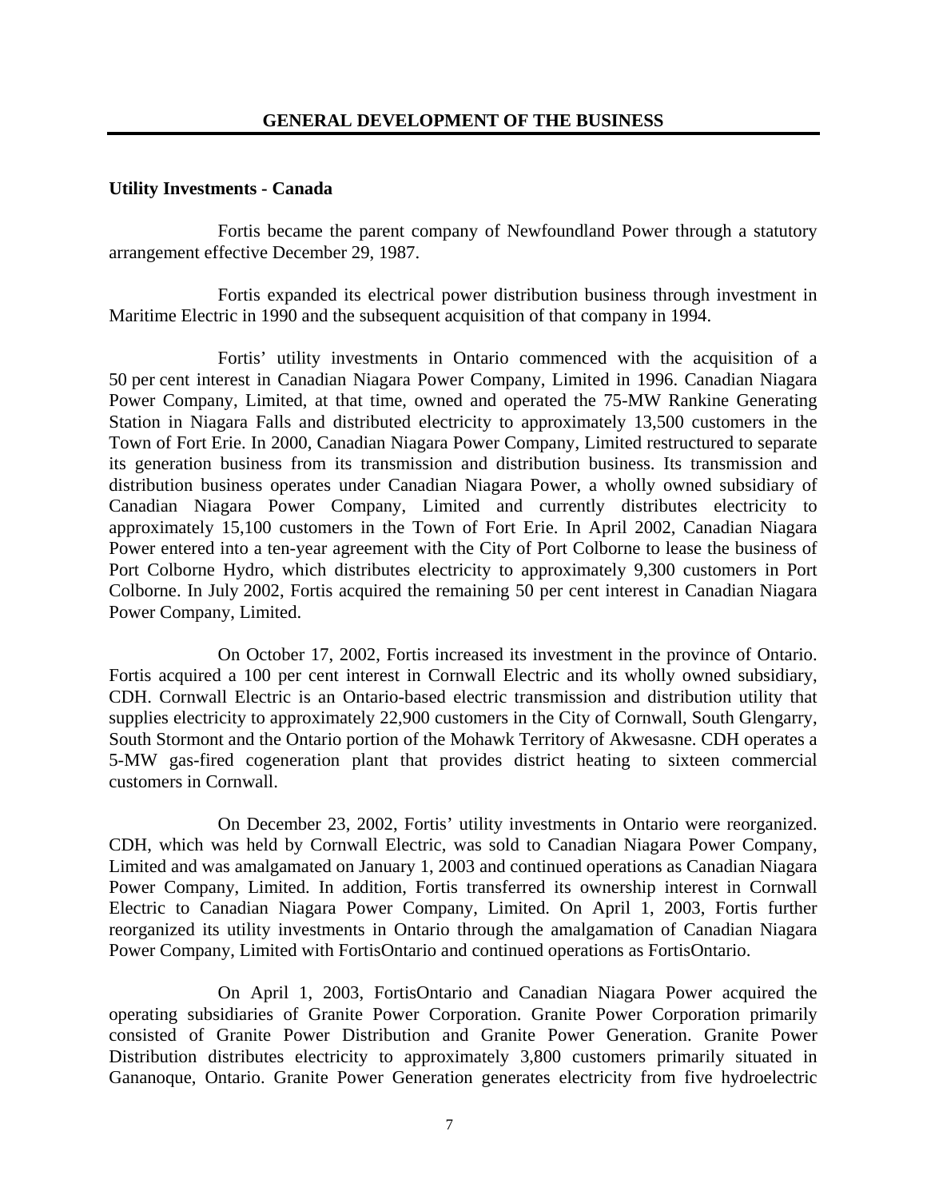# GENERAL DEVELOPMENT OF THE BUSINESS

**Utility Investments - Canada**

Fortis became the parent company of Newfoundland Power through a statutory arrangement effective December 29, 1987.

Fortis expanded its electrical power distribution business through investment in Maritime Electric in 1990 and the subsequent acquisition of that company in 1994.

Fortis' utility investments in Ontario commenced with the acquisition of a 50 per cent interest in Canadian Niagara Power Company, Limited in 1996. Canadian Niagara Power Company, Limited, at that time, owned and operated the 75-MW Rankine Generating Station in Niagara Falls and distributed electricity to approximately 13,500 customers in the Town of Fort Erie. In 2000, Canadian Niagara Power Company, Limited restructured to separate its generation business from its transmission and distribution business. Its transmission and distribution business operates under Canadian Niagara Power, a wholly owned subsidiary of Canadian Niagara Power Company, Limited and currently distributes electricity to approximately 15,100 customers in the Town of Fort Erie. In April 2002, Canadian Niagara Power entered into a ten-year agreement with the City of Port Colborne to lease the business of Port Colborne Hydro, which distributes electricity to approximately 9,300 customers in Port Colborne. In July 2002, Fortis acquired the remaining 50 per cent interest in Canadian Niagara Power Company, Limited.

On October 17, 2002, Fortis increased its investment in the province of Ontario. Fortis acquired a 100 per cent interest in Cornwall Electric and its wholly owned subsidiary, CDH. Cornwall Electric is an Ontario-based electric transmission and distribution utility that supplies electricity to approximately 22,900 customers in the City of Cornwall, South Glengarry, South Stormont and the Ontario portion of the Mohawk Territory of Akwesasne. CDH operates a 5-MW gas-fired cogeneration plant that provides district heating to sixteen commercial customers in Cornwall.

On December 23, 2002, Fortis' utility investments in Ontario were reorganized. CDH, which was held by Cornwall Electric, was sold to Canadian Niagara Power Company, Limited and was amalgamated on January 1, 2003 and continued operations as Canadian Niagara Power Company, Limited. In addition, Fortis transferred its ownership interest in Cornwall Electric to Canadian Niagara Power Company, Limited. On April 1, 2003, Fortis further reorganized its utility investments in Ontario through the amalgamation of Canadian Niagara Power Company, Limited with FortisOntario and continued operations as FortisOntario.

On April 1, 2003, FortisOntario and Canadian Niagara Power acquired the operating subsidiaries of Granite Power Corporation. Granite Power Corporation primarily consisted of Granite Power Distribution and Granite Power Generation. Granite Power Distribution distributes electricity to approximately 3,800 customers primarily situated in Gananoque, Ontario. Granite Power Generation generates electricity from five hydroelectric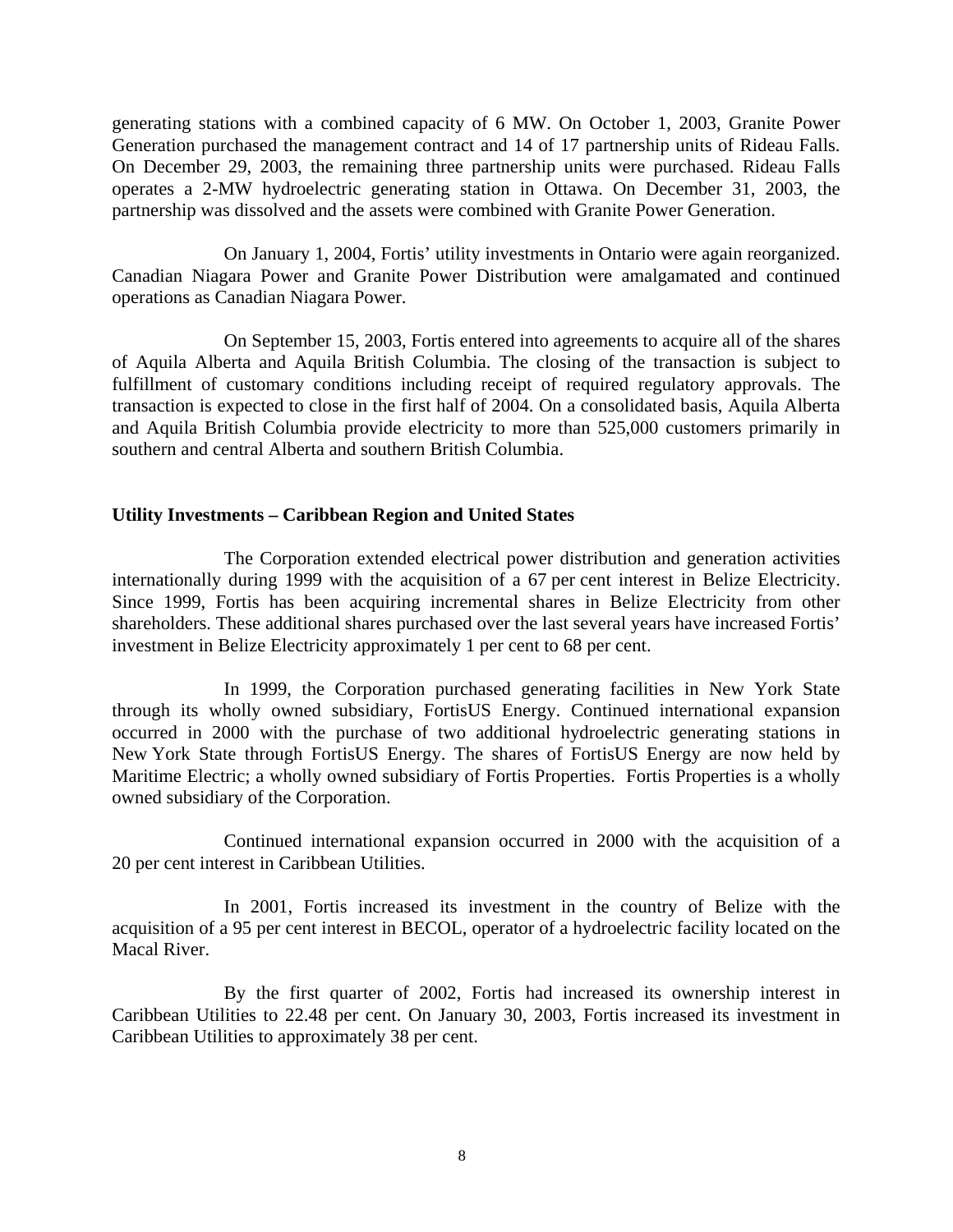generating stations with a combined capacity of 6 MW. On October 1, 2003, Granite Power Generation purchased the management contract and 14 of 17 partnership units of Rideau Falls. On December 29, 2003, the remaining three partnership units were purchased. Rideau Falls operates a 2-MW hydroelectric generating station in Ottawa. On December 31, 2003, the partnership was dissolved and the assets were combined with Granite Power Generation.

On January 1, 2004, Fortis' utility investments in Ontario were again reorganized. Canadian Niagara Power and Granite Power Distribution were amalgamated and continued operations as Canadian Niagara Power.

On September 15, 2003, Fortis entered into agreements to acquire all of the shares of Aquila Alberta and Aquila British Columbia. The closing of the transaction is subject to fulfillment of customary conditions including receipt of required regulatory approvals. The transaction is expected to close in the first half of 2004. On a consolidated basis, Aquila Alberta and Aquila British Columbia provide electricity to more than 525,000 customers primarily in southern and central Alberta and southern British Columbia.

**Utility Investments – Caribbean Region and United States**

The Corporation extended electrical power distribution and generation activities internationally during 1999 with the acquisition of a 67 per cent interest in Belize Electricity. Since 1999, Fortis has been acquiring incremental shares in Belize Electricity from other shareholders. These additional shares purchased over the last several years have increased Fortis' investment in Belize Electricity approximately 1 per cent to 68 per cent.

In 1999, the Corporation purchased generating facilities in New York State through its wholly owned subsidiary, FortisUS Energy. Continued international expansion occurred in 2000 with the purchase of two additional hydroelectric generating stations in New York State through FortisUS Energy. The shares of FortisUS Energy are now held by Maritime Electric; a wholly owned subsidiary of Fortis Properties. Fortis Properties is a wholly owned subsidiary of the Corporation.

Continued international expansion occurred in 2000 with the acquisition of a 20 per cent interest in Caribbean Utilities.

In 2001, Fortis increased its investment in the country of Belize with the acquisition of a 95 per cent interest in BECOL, operator of a hydroelectric facility located on the Macal River.

By the first quarter of 2002, Fortis had increased its ownership interest in Caribbean Utilities to 22.48 per cent. On January 30, 2003, Fortis increased its investment in Caribbean Utilities to approximately 38 per cent.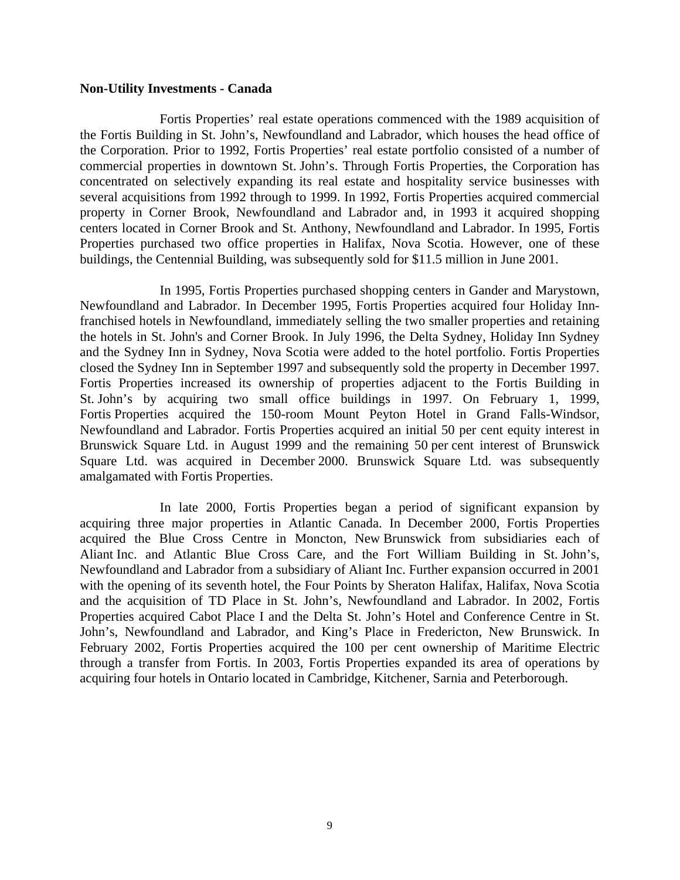**Non-Utility Investments - Canada**

Fortis Properties' real estate operations commenced with the 1989 acquisition of the Fortis Building in St. John's, Newfoundland and Labrador, which houses the head office of the Corporation. Prior to 1992, Fortis Properties' real estate portfolio consisted of a number of commercial properties in downtown St. John's. Through Fortis Properties, the Corporation has concentrated on selectively expanding its real estate and hospitality service businesses with several acquisitions from 1992 through to 1999. In 1992, Fortis Properties acquired commercial property in Corner Brook, Newfoundland and Labrador and, in 1993 it acquired shopping centers located in Corner Brook and St. Anthony, Newfoundland and Labrador. In 1995, Fortis Properties purchased two office properties in Halifax, Nova Scotia. However, one of these buildings, the Centennial Building, was subsequently sold for $11.5 million in June 2001.

In 1995, Fortis Properties purchased shopping centers in Gander and Marystown, Newfoundland and Labrador. In December 1995, Fortis Properties acquired four Holiday Inn-franchised hotels in Newfoundland, immediately selling the two smaller properties and retaining the hotels in St. John's and Corner Brook. In July 1996, the Delta Sydney, Holiday Inn Sydney and the Sydney Inn in Sydney, Nova Scotia were added to the hotel portfolio. Fortis Properties closed the Sydney Inn in September 1997 and subsequently sold the property in December 1997. Fortis Properties increased its ownership of properties adjacent to the Fortis Building in St. John's by acquiring two small office buildings in 1997. On February 1, 1999, Fortis Properties acquired the 150-room Mount Peyton Hotel in Grand Falls-Windsor, Newfoundland and Labrador. Fortis Properties acquired an initial 50 per cent equity interest in Brunswick Square Ltd. in August 1999 and the remaining 50 per cent interest of Brunswick Square Ltd. was acquired in December 2000. Brunswick Square Ltd. was subsequently amalgamated with Fortis Properties.

In late 2000, Fortis Properties began a period of significant expansion by acquiring three major properties in Atlantic Canada. In December 2000, Fortis Properties acquired the Blue Cross Centre in Moncton, New Brunswick from subsidiaries each of Aliant Inc. and Atlantic Blue Cross Care, and the Fort William Building in St. John's, Newfoundland and Labrador from a subsidiary of Aliant Inc. Further expansion occurred in 2001 with the opening of its seventh hotel, the Four Points by Sheraton Halifax, Halifax, Nova Scotia and the acquisition of TD Place in St. John's, Newfoundland and Labrador. In 2002, Fortis Properties acquired Cabot Place I and the Delta St. John's Hotel and Conference Centre in St. John's, Newfoundland and Labrador, and King's Place in Fredericton, New Brunswick. In February 2002, Fortis Properties acquired the 100 per cent ownership of Maritime Electric through a transfer from Fortis. In 2003, Fortis Properties expanded its area of operations by acquiring four hotels in Ontario located in Cambridge, Kitchener, Sarnia and Peterborough.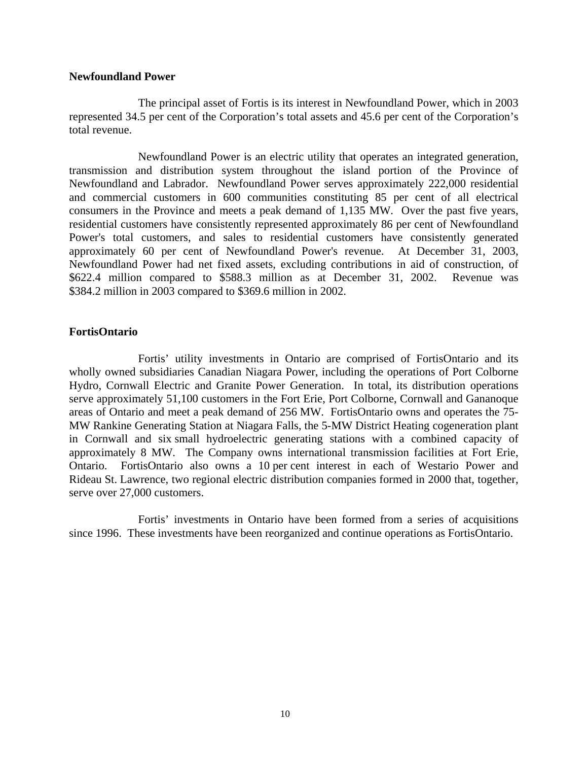**Newfoundland Power**

The principal asset of Fortis is its interest in Newfoundland Power, which in 2003 represented 34.5 per cent of the Corporation's total assets and 45.6 per cent of the Corporation's total revenue.

Newfoundland Power is an electric utility that operates an integrated generation, transmission and distribution system throughout the island portion of the Province of Newfoundland and Labrador. Newfoundland Power serves approximately 222,000 residential and commercial customers in 600 communities constituting 85 per cent of all electrical consumers in the Province and meets a peak demand of 1,135 MW. Over the past five years, residential customers have consistently represented approximately 86 per cent of Newfoundland Power's total customers, and sales to residential customers have consistently generated approximately 60 per cent of Newfoundland Power's revenue. At December 31, 2003, Newfoundland Power had net fixed assets, excluding contributions in aid of construction, of $622.4 million compared to $588.3 million as at December 31, 2002. Revenue was $384.2 million in 2003 compared to $369.6 million in 2002.

**FortisOntario**

Fortis' utility investments in Ontario are comprised of FortisOntario and its wholly owned subsidiaries Canadian Niagara Power, including the operations of Port Colborne Hydro, Cornwall Electric and Granite Power Generation. In total, its distribution operations serve approximately 51,100 customers in the Fort Erie, Port Colborne, Cornwall and Gananoque areas of Ontario and meet a peak demand of 256 MW. FortisOntario owns and operates the 75-MW Rankine Generating Station at Niagara Falls, the 5-MW District Heating cogeneration plant in Cornwall and six small hydroelectric generating stations with a combined capacity of approximately 8 MW. The Company owns international transmission facilities at Fort Erie, Ontario. FortisOntario also owns a 10 per cent interest in each of Westario Power and Rideau St. Lawrence, two regional electric distribution companies formed in 2000 that, together, serve over 27,000 customers.

Fortis' investments in Ontario have been formed from a series of acquisitions since 1996. These investments have been reorganized and continue operations as FortisOntario.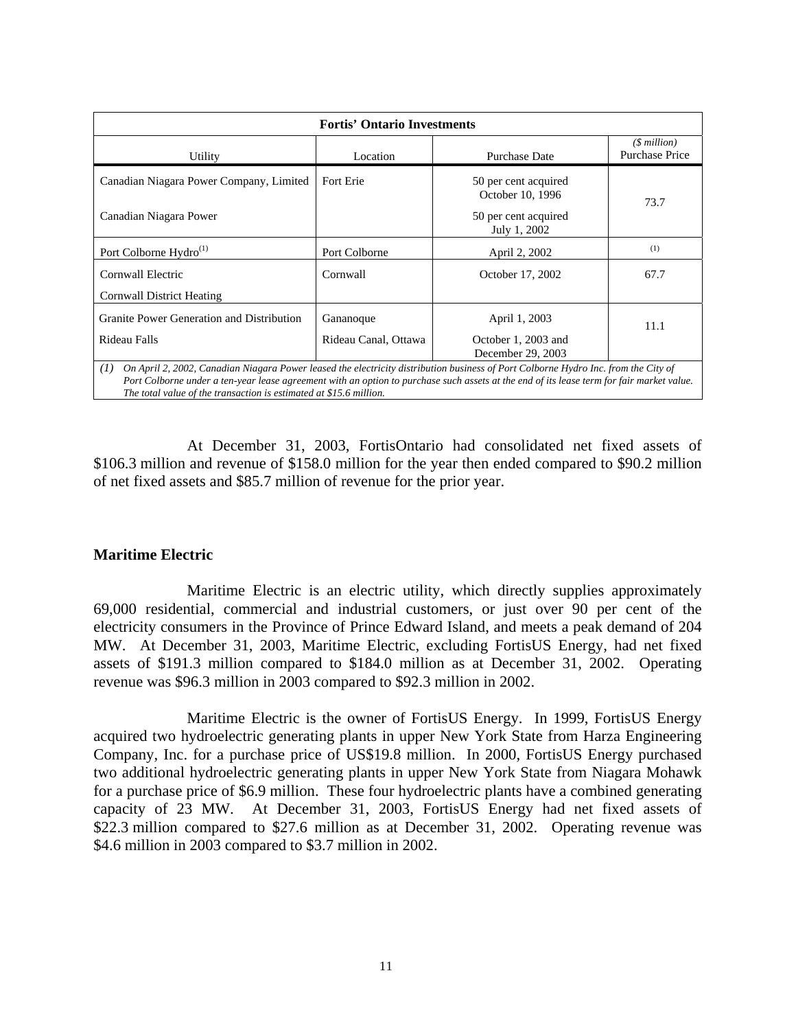| Fortis' Ontario Investments | | | |
|---|---|---|---|
| Utility | Location | Purchase Date | *($ million)* Purchase Price |
| Canadian Niagara Power Company, Limited | Fort Erie | 50 per cent acquired October 10, 1996 | 73.7 |
| Canadian Niagara Power | | 50 per cent acquired July 1, 2002 | |
| Port Colborne Hydro[1] | Port Colborne | April 2, 2002 | [1] |
| Cornwall Electric | Cornwall | October 17, 2002 | 67.7 |
| Cornwall District Heating | | | |
| Granite Power Generation and Distribution | Gananoque | April 1, 2003 | 11.1 |
| Rideau Falls | Rideau Canal, Ottawa | October 1, 2003 and December 29, 2003 | |

*(1) On April 2, 2002, Canadian Niagara Power leased the electricity distribution business of Port Colborne Hydro Inc. from the City of Port Colborne under a ten-year lease agreement with an option to purchase such assets at the end of its lease term for fair market value. The total value of the transaction is estimated at $15.6 million.*

At December 31, 2003, FortisOntario had consolidated net fixed assets of $106.3 million and revenue of $158.0 million for the year then ended compared to $90.2 million of net fixed assets and $85.7 million of revenue for the prior year.

**Maritime Electric**

Maritime Electric is an electric utility, which directly supplies approximately 69,000 residential, commercial and industrial customers, or just over 90 per cent of the electricity consumers in the Province of Prince Edward Island, and meets a peak demand of 204 MW. At December 31, 2003, Maritime Electric, excluding FortisUS Energy, had net fixed assets of $191.3 million compared to $184.0 million as at December 31, 2002. Operating revenue was $96.3 million in 2003 compared to $92.3 million in 2002.

Maritime Electric is the owner of FortisUS Energy. In 1999, FortisUS Energy acquired two hydroelectric generating plants in upper New York State from Harza Engineering Company, Inc. for a purchase price of US$19.8 million. In 2000, FortisUS Energy purchased two additional hydroelectric generating plants in upper New York State from Niagara Mohawk for a purchase price of $6.9 million. These four hydroelectric plants have a combined generating capacity of 23 MW. At December 31, 2003, FortisUS Energy had net fixed assets of $22.3 million compared to $27.6 million as at December 31, 2002. Operating revenue was $4.6 million in 2003 compared to $3.7 million in 2002.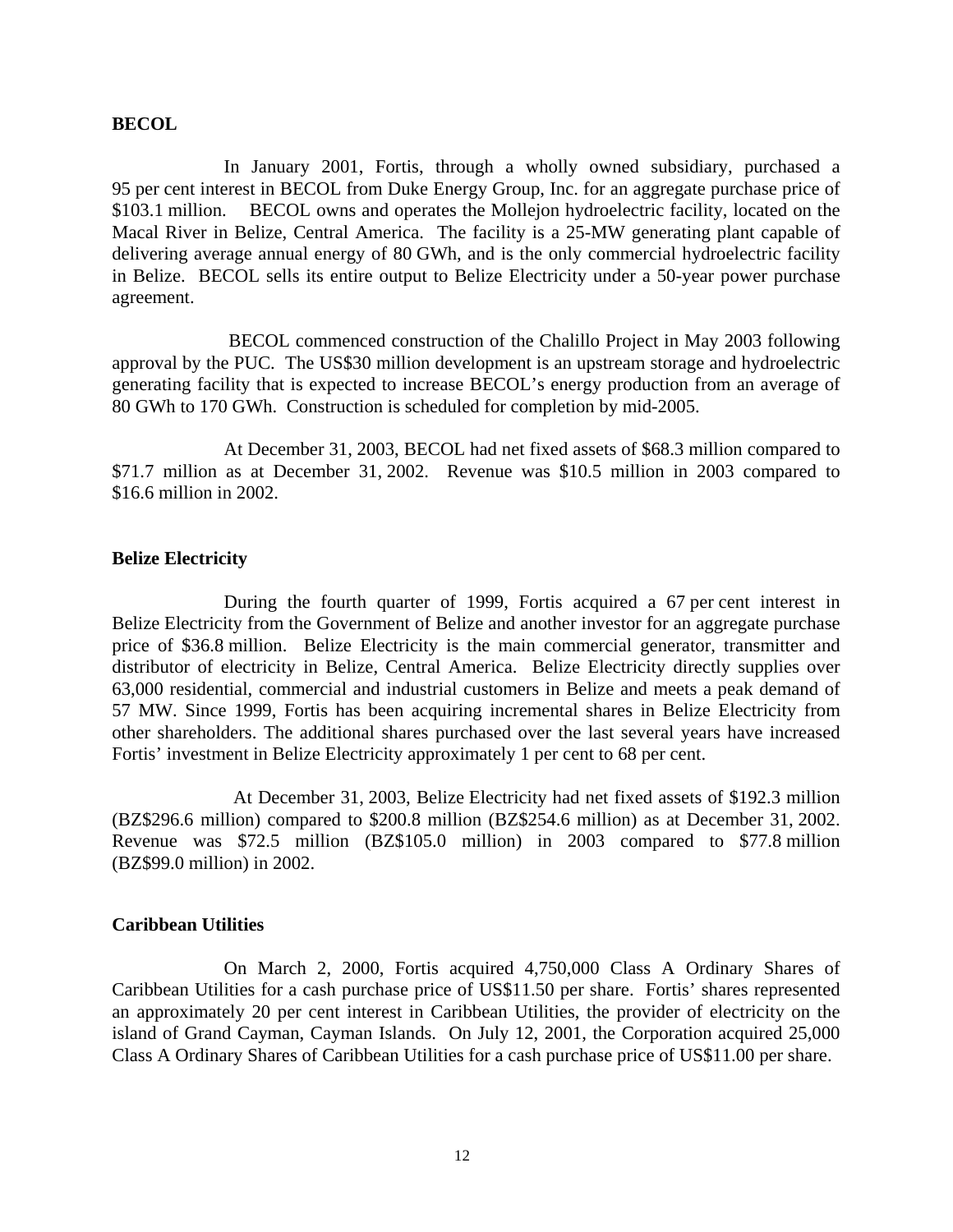**BECOL**

In January 2001, Fortis, through a wholly owned subsidiary, purchased a 95 per cent interest in BECOL from Duke Energy Group, Inc. for an aggregate purchase price of $103.1 million. BECOL owns and operates the Mollejon hydroelectric facility, located on the Macal River in Belize, Central America. The facility is a 25-MW generating plant capable of delivering average annual energy of 80 GWh, and is the only commercial hydroelectric facility in Belize. BECOL sells its entire output to Belize Electricity under a 50-year power purchase agreement.

BECOL commenced construction of the Chalillo Project in May 2003 following approval by the PUC. The US$30 million development is an upstream storage and hydroelectric generating facility that is expected to increase BECOL's energy production from an average of 80 GWh to 170 GWh. Construction is scheduled for completion by mid-2005.

At December 31, 2003, BECOL had net fixed assets of $68.3 million compared to $71.7 million as at December 31, 2002. Revenue was $10.5 million in 2003 compared to $16.6 million in 2002.

**Belize Electricity**

During the fourth quarter of 1999, Fortis acquired a 67 per cent interest in Belize Electricity from the Government of Belize and another investor for an aggregate purchase price of $36.8 million. Belize Electricity is the main commercial generator, transmitter and distributor of electricity in Belize, Central America. Belize Electricity directly supplies over 63,000 residential, commercial and industrial customers in Belize and meets a peak demand of 57 MW. Since 1999, Fortis has been acquiring incremental shares in Belize Electricity from other shareholders. The additional shares purchased over the last several years have increased Fortis' investment in Belize Electricity approximately 1 per cent to 68 per cent.

At December 31, 2003, Belize Electricity had net fixed assets of $192.3 million (BZ$296.6 million) compared to $200.8 million (BZ$254.6 million) as at December 31, 2002. Revenue was $72.5 million (BZ$105.0 million) in 2003 compared to $77.8 million (BZ$99.0 million) in 2002.

**Caribbean Utilities**

On March 2, 2000, Fortis acquired 4,750,000 Class A Ordinary Shares of Caribbean Utilities for a cash purchase price of US$11.50 per share. Fortis' shares represented an approximately 20 per cent interest in Caribbean Utilities, the provider of electricity on the island of Grand Cayman, Cayman Islands. On July 12, 2001, the Corporation acquired 25,000 Class A Ordinary Shares of Caribbean Utilities for a cash purchase price of US$11.00 per share.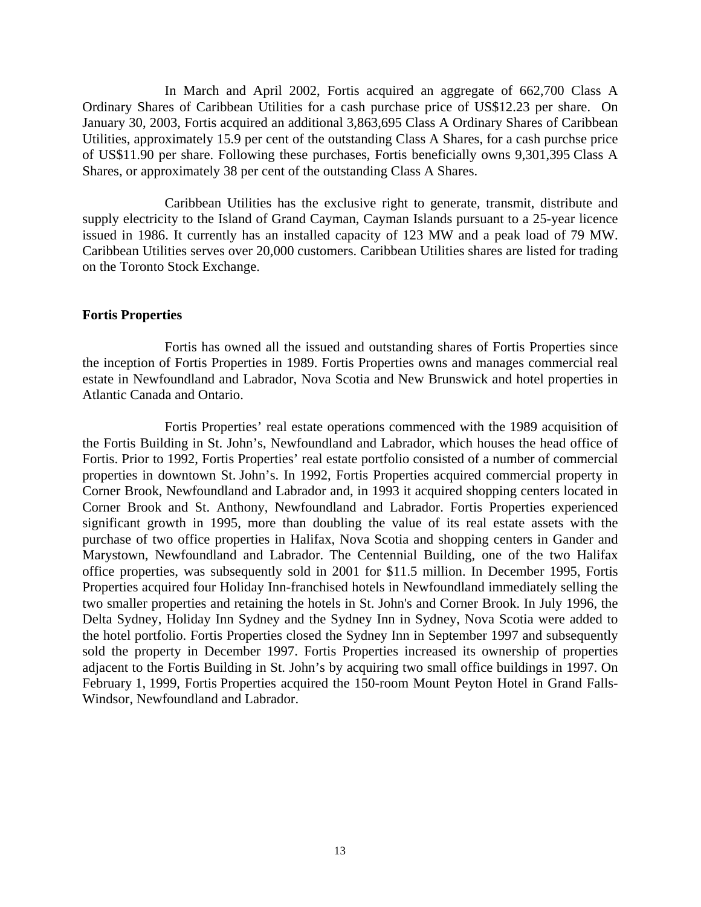In March and April 2002, Fortis acquired an aggregate of 662,700 Class A Ordinary Shares of Caribbean Utilities for a cash purchase price of US$12.23 per share. On January 30, 2003, Fortis acquired an additional 3,863,695 Class A Ordinary Shares of Caribbean Utilities, approximately 15.9 per cent of the outstanding Class A Shares, for a cash purchse price of US$11.90 per share. Following these purchases, Fortis beneficially owns 9,301,395 Class A Shares, or approximately 38 per cent of the outstanding Class A Shares.

Caribbean Utilities has the exclusive right to generate, transmit, distribute and supply electricity to the Island of Grand Cayman, Cayman Islands pursuant to a 25-year licence issued in 1986. It currently has an installed capacity of 123 MW and a peak load of 79 MW. Caribbean Utilities serves over 20,000 customers. Caribbean Utilities shares are listed for trading on the Toronto Stock Exchange.

**Fortis Properties**

Fortis has owned all the issued and outstanding shares of Fortis Properties since the inception of Fortis Properties in 1989. Fortis Properties owns and manages commercial real estate in Newfoundland and Labrador, Nova Scotia and New Brunswick and hotel properties in Atlantic Canada and Ontario.

Fortis Properties' real estate operations commenced with the 1989 acquisition of the Fortis Building in St. John's, Newfoundland and Labrador, which houses the head office of Fortis. Prior to 1992, Fortis Properties' real estate portfolio consisted of a number of commercial properties in downtown St. John's. In 1992, Fortis Properties acquired commercial property in Corner Brook, Newfoundland and Labrador and, in 1993 it acquired shopping centers located in Corner Brook and St. Anthony, Newfoundland and Labrador. Fortis Properties experienced significant growth in 1995, more than doubling the value of its real estate assets with the purchase of two office properties in Halifax, Nova Scotia and shopping centers in Gander and Marystown, Newfoundland and Labrador. The Centennial Building, one of the two Halifax office properties, was subsequently sold in 2001 for $11.5 million. In December 1995, Fortis Properties acquired four Holiday Inn-franchised hotels in Newfoundland immediately selling the two smaller properties and retaining the hotels in St. John's and Corner Brook. In July 1996, the Delta Sydney, Holiday Inn Sydney and the Sydney Inn in Sydney, Nova Scotia were added to the hotel portfolio. Fortis Properties closed the Sydney Inn in September 1997 and subsequently sold the property in December 1997. Fortis Properties increased its ownership of properties adjacent to the Fortis Building in St. John's by acquiring two small office buildings in 1997. On February 1, 1999, Fortis Properties acquired the 150-room Mount Peyton Hotel in Grand Falls-Windsor, Newfoundland and Labrador.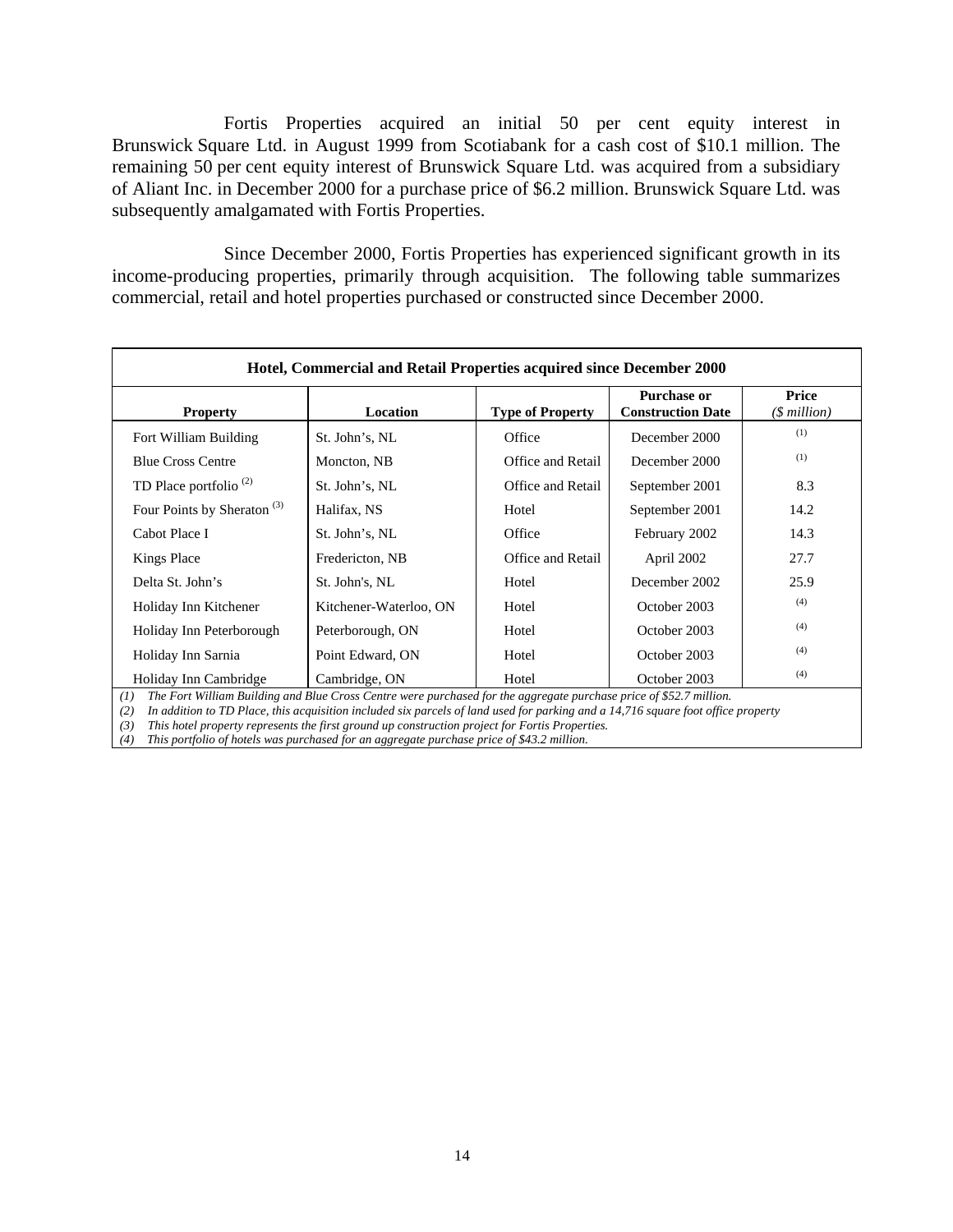Fortis Properties acquired an initial 50 per cent equity interest in Brunswick Square Ltd. in August 1999 from Scotiabank for a cash cost of $10.1 million. The remaining 50 per cent equity interest of Brunswick Square Ltd. was acquired from a subsidiary of Aliant Inc. in December 2000 for a purchase price of $6.2 million. Brunswick Square Ltd. was subsequently amalgamated with Fortis Properties.

Since December 2000, Fortis Properties has experienced significant growth in its income-producing properties, primarily through acquisition. The following table summarizes commercial, retail and hotel properties purchased or constructed since December 2000.

**Hotel, Commercial and Retail Properties acquired since December 2000**

| Property | Location | Type of Property | Purchase or Construction Date | Price (*$ million*) |
|---|---|---|---|---|
| Fort William Building | St. John's, NL | Office | December 2000 | (1) |
| Blue Cross Centre | Moncton, NB | Office and Retail | December 2000 | (1) |
| TD Place portfolio (2) | St. John's, NL | Office and Retail | September 2001 | 8.3 |
| Four Points by Sheraton (3) | Halifax, NS | Hotel | September 2001 | 14.2 |
| Cabot Place I | St. John's, NL | Office | February 2002 | 14.3 |
| Kings Place | Fredericton, NB | Office and Retail | April 2002 | 27.7 |
| Delta St. John's | St. John's, NL | Hotel | December 2002 | 25.9 |
| Holiday Inn Kitchener | Kitchener-Waterloo, ON | Hotel | October 2003 | (4) |
| Holiday Inn Peterborough | Peterborough, ON | Hotel | October 2003 | (4) |
| Holiday Inn Sarnia | Point Edward, ON | Hotel | October 2003 | (4) |
| Holiday Inn Cambridge | Cambridge, ON | Hotel | October 2003 | (4) |

*(1) The Fort William Building and Blue Cross Centre were purchased for the aggregate purchase price of $52.7 million.*
*(2) In addition to TD Place, this acquisition included six parcels of land used for parking and a 14,716 square foot office property*
*(3) This hotel property represents the first ground up construction project for Fortis Properties.*
*(4) This portfolio of hotels was purchased for an aggregate purchase price of $43.2 million.*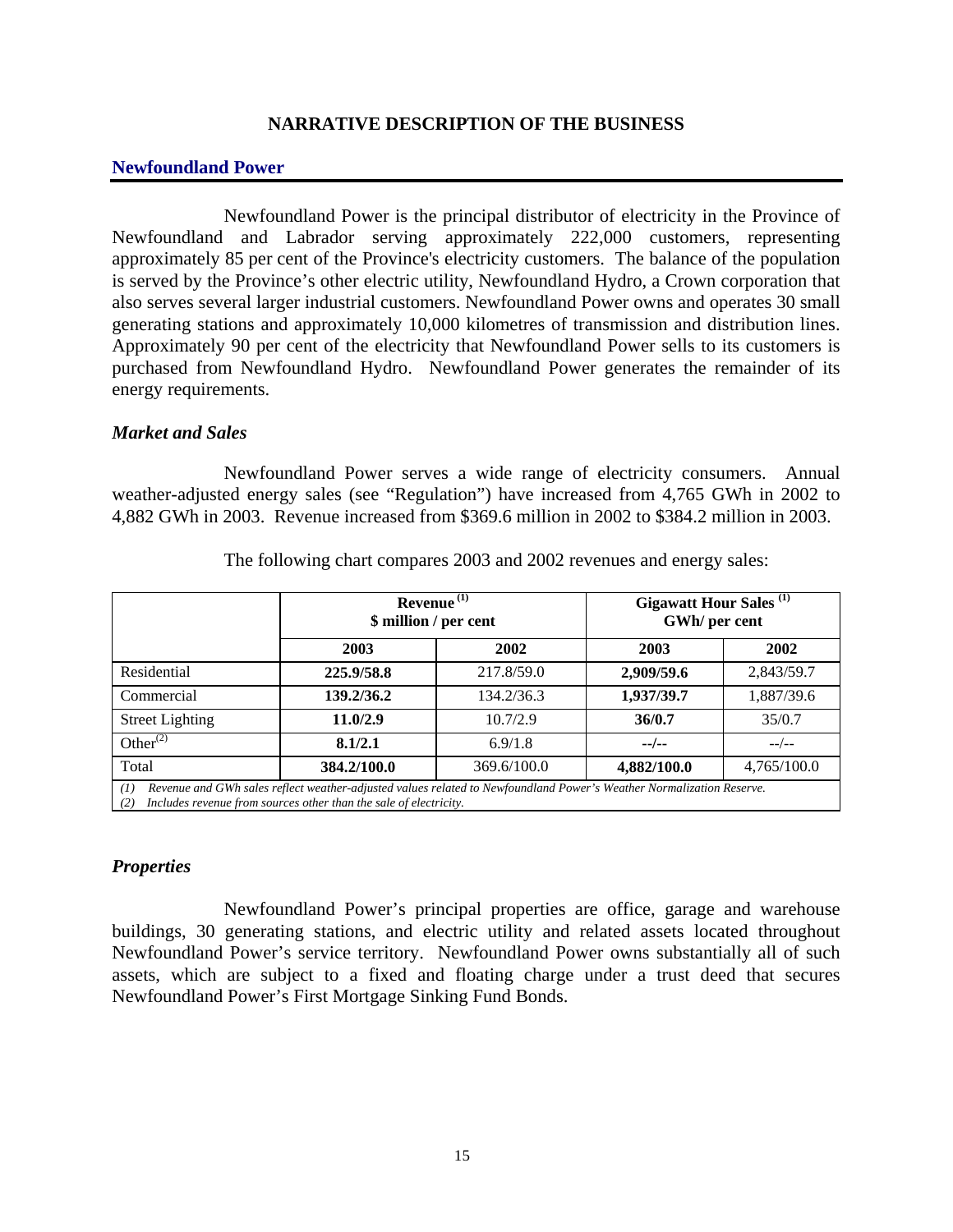# NARRATIVE DESCRIPTION OF THE BUSINESS

## Newfoundland Power

Newfoundland Power is the principal distributor of electricity in the Province of Newfoundland and Labrador serving approximately 222,000 customers, representing approximately 85 per cent of the Province's electricity customers. The balance of the population is served by the Province's other electric utility, Newfoundland Hydro, a Crown corporation that also serves several larger industrial customers. Newfoundland Power owns and operates 30 small generating stations and approximately 10,000 kilometres of transmission and distribution lines. Approximately 90 per cent of the electricity that Newfoundland Power sells to its customers is purchased from Newfoundland Hydro. Newfoundland Power generates the remainder of its energy requirements.

### *Market and Sales*

Newfoundland Power serves a wide range of electricity consumers. Annual weather-adjusted energy sales (see "Regulation") have increased from 4,765 GWh in 2002 to 4,882 GWh in 2003. Revenue increased from $369.6 million in 2002 to $384.2 million in 2003.

The following chart compares 2003 and 2002 revenues and energy sales:

| | **Revenue [(1)] $ million / per cent** | | **Gigawatt Hour Sales [(1)] GWh/ per cent** | |
|---|---|---|---|---|
| | **2003** | **2002** | **2003** | **2002** |
| Residential | **225.9/58.8** | 217.8/59.0 | **2,909/59.6** | 2,843/59.7 |
| Commercial | **139.2/36.2** | 134.2/36.3 | **1,937/39.7** | 1,887/39.6 |
| Street Lighting | **11.0/2.9** | 10.7/2.9 | **36/0.7** | 35/0.7 |
| Other[(2)] | **8.1/2.1** | 6.9/1.8 | **--/--** | --/-- |
| Total | **384.2/100.0** | 369.6/100.0 | **4,882/100.0** | 4,765/100.0 |

*(1) Revenue and GWh sales reflect weather-adjusted values related to Newfoundland Power's Weather Normalization Reserve.*
*(2) Includes revenue from sources other than the sale of electricity.*

### *Properties*

Newfoundland Power's principal properties are office, garage and warehouse buildings, 30 generating stations, and electric utility and related assets located throughout Newfoundland Power's service territory. Newfoundland Power owns substantially all of such assets, which are subject to a fixed and floating charge under a trust deed that secures Newfoundland Power's First Mortgage Sinking Fund Bonds.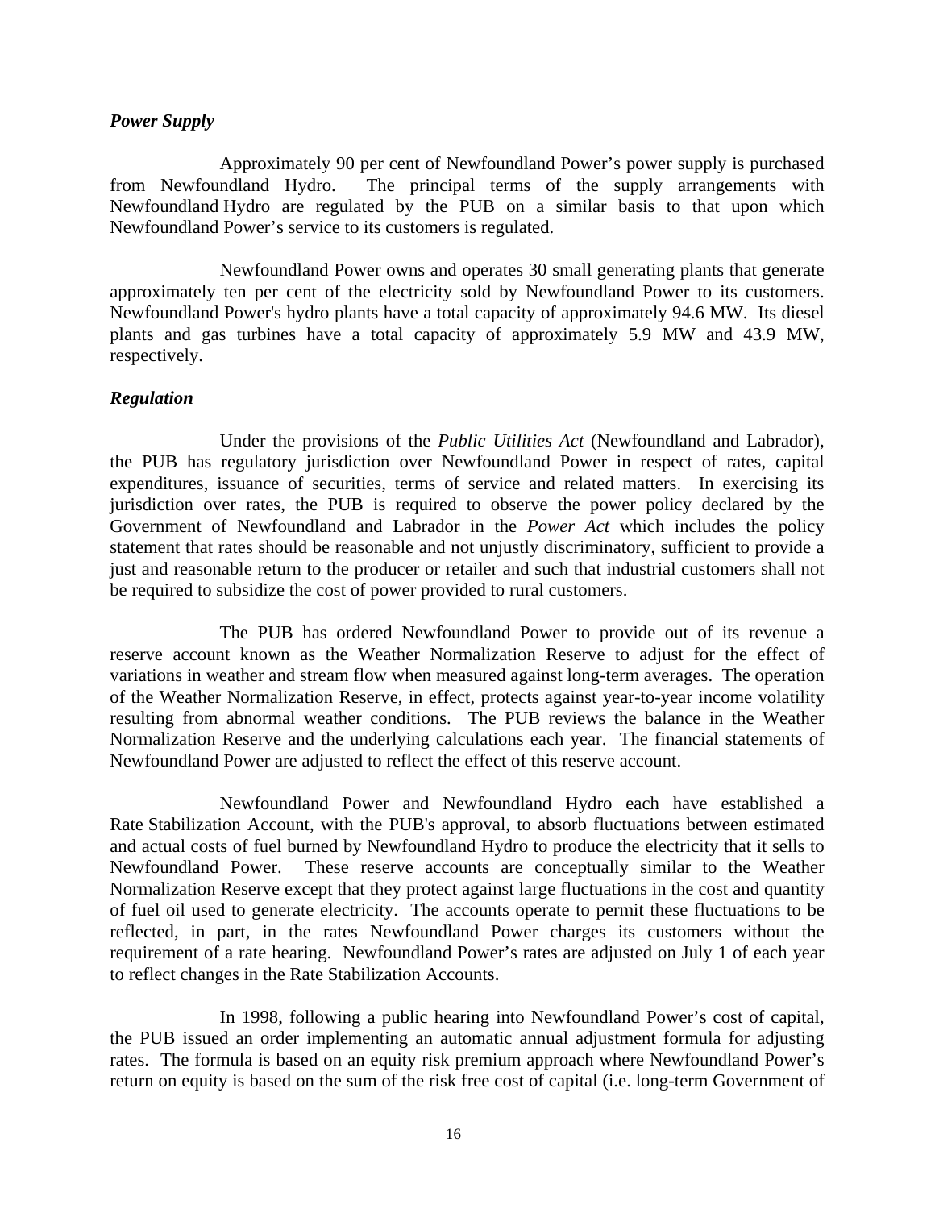### *Power Supply*

Approximately 90 per cent of Newfoundland Power's power supply is purchased from Newfoundland Hydro. The principal terms of the supply arrangements with Newfoundland Hydro are regulated by the PUB on a similar basis to that upon which Newfoundland Power's service to its customers is regulated.

Newfoundland Power owns and operates 30 small generating plants that generate approximately ten per cent of the electricity sold by Newfoundland Power to its customers. Newfoundland Power's hydro plants have a total capacity of approximately 94.6 MW. Its diesel plants and gas turbines have a total capacity of approximately 5.9 MW and 43.9 MW, respectively.

### *Regulation*

Under the provisions of the *Public Utilities Act* (Newfoundland and Labrador), the PUB has regulatory jurisdiction over Newfoundland Power in respect of rates, capital expenditures, issuance of securities, terms of service and related matters. In exercising its jurisdiction over rates, the PUB is required to observe the power policy declared by the Government of Newfoundland and Labrador in the *Power Act* which includes the policy statement that rates should be reasonable and not unjustly discriminatory, sufficient to provide a just and reasonable return to the producer or retailer and such that industrial customers shall not be required to subsidize the cost of power provided to rural customers.

The PUB has ordered Newfoundland Power to provide out of its revenue a reserve account known as the Weather Normalization Reserve to adjust for the effect of variations in weather and stream flow when measured against long-term averages. The operation of the Weather Normalization Reserve, in effect, protects against year-to-year income volatility resulting from abnormal weather conditions. The PUB reviews the balance in the Weather Normalization Reserve and the underlying calculations each year. The financial statements of Newfoundland Power are adjusted to reflect the effect of this reserve account.

Newfoundland Power and Newfoundland Hydro each have established a Rate Stabilization Account, with the PUB's approval, to absorb fluctuations between estimated and actual costs of fuel burned by Newfoundland Hydro to produce the electricity that it sells to Newfoundland Power. These reserve accounts are conceptually similar to the Weather Normalization Reserve except that they protect against large fluctuations in the cost and quantity of fuel oil used to generate electricity. The accounts operate to permit these fluctuations to be reflected, in part, in the rates Newfoundland Power charges its customers without the requirement of a rate hearing. Newfoundland Power's rates are adjusted on July 1 of each year to reflect changes in the Rate Stabilization Accounts.

In 1998, following a public hearing into Newfoundland Power's cost of capital, the PUB issued an order implementing an automatic annual adjustment formula for adjusting rates. The formula is based on an equity risk premium approach where Newfoundland Power's return on equity is based on the sum of the risk free cost of capital (i.e. long-term Government of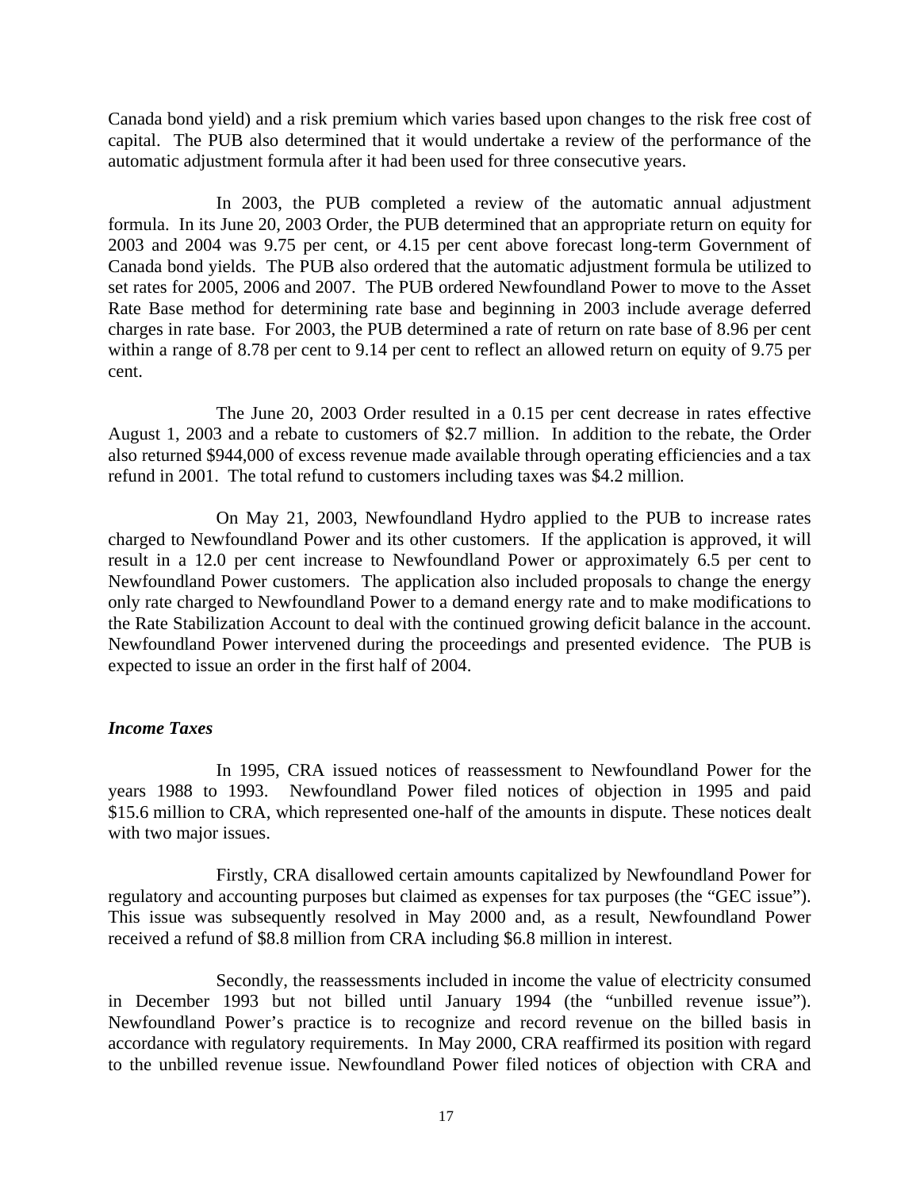Canada bond yield) and a risk premium which varies based upon changes to the risk free cost of capital. The PUB also determined that it would undertake a review of the performance of the automatic adjustment formula after it had been used for three consecutive years.

In 2003, the PUB completed a review of the automatic annual adjustment formula. In its June 20, 2003 Order, the PUB determined that an appropriate return on equity for 2003 and 2004 was 9.75 per cent, or 4.15 per cent above forecast long-term Government of Canada bond yields. The PUB also ordered that the automatic adjustment formula be utilized to set rates for 2005, 2006 and 2007. The PUB ordered Newfoundland Power to move to the Asset Rate Base method for determining rate base and beginning in 2003 include average deferred charges in rate base. For 2003, the PUB determined a rate of return on rate base of 8.96 per cent within a range of 8.78 per cent to 9.14 per cent to reflect an allowed return on equity of 9.75 per cent.

The June 20, 2003 Order resulted in a 0.15 per cent decrease in rates effective August 1, 2003 and a rebate to customers of $2.7 million. In addition to the rebate, the Order also returned $944,000 of excess revenue made available through operating efficiencies and a tax refund in 2001. The total refund to customers including taxes was $4.2 million.

On May 21, 2003, Newfoundland Hydro applied to the PUB to increase rates charged to Newfoundland Power and its other customers. If the application is approved, it will result in a 12.0 per cent increase to Newfoundland Power or approximately 6.5 per cent to Newfoundland Power customers. The application also included proposals to change the energy only rate charged to Newfoundland Power to a demand energy rate and to make modifications to the Rate Stabilization Account to deal with the continued growing deficit balance in the account. Newfoundland Power intervened during the proceedings and presented evidence. The PUB is expected to issue an order in the first half of 2004.

***Income Taxes***

In 1995, CRA issued notices of reassessment to Newfoundland Power for the years 1988 to 1993. Newfoundland Power filed notices of objection in 1995 and paid $15.6 million to CRA, which represented one-half of the amounts in dispute. These notices dealt with two major issues.

Firstly, CRA disallowed certain amounts capitalized by Newfoundland Power for regulatory and accounting purposes but claimed as expenses for tax purposes (the "GEC issue"). This issue was subsequently resolved in May 2000 and, as a result, Newfoundland Power received a refund of $8.8 million from CRA including $6.8 million in interest.

Secondly, the reassessments included in income the value of electricity consumed in December 1993 but not billed until January 1994 (the "unbilled revenue issue"). Newfoundland Power's practice is to recognize and record revenue on the billed basis in accordance with regulatory requirements. In May 2000, CRA reaffirmed its position with regard to the unbilled revenue issue. Newfoundland Power filed notices of objection with CRA and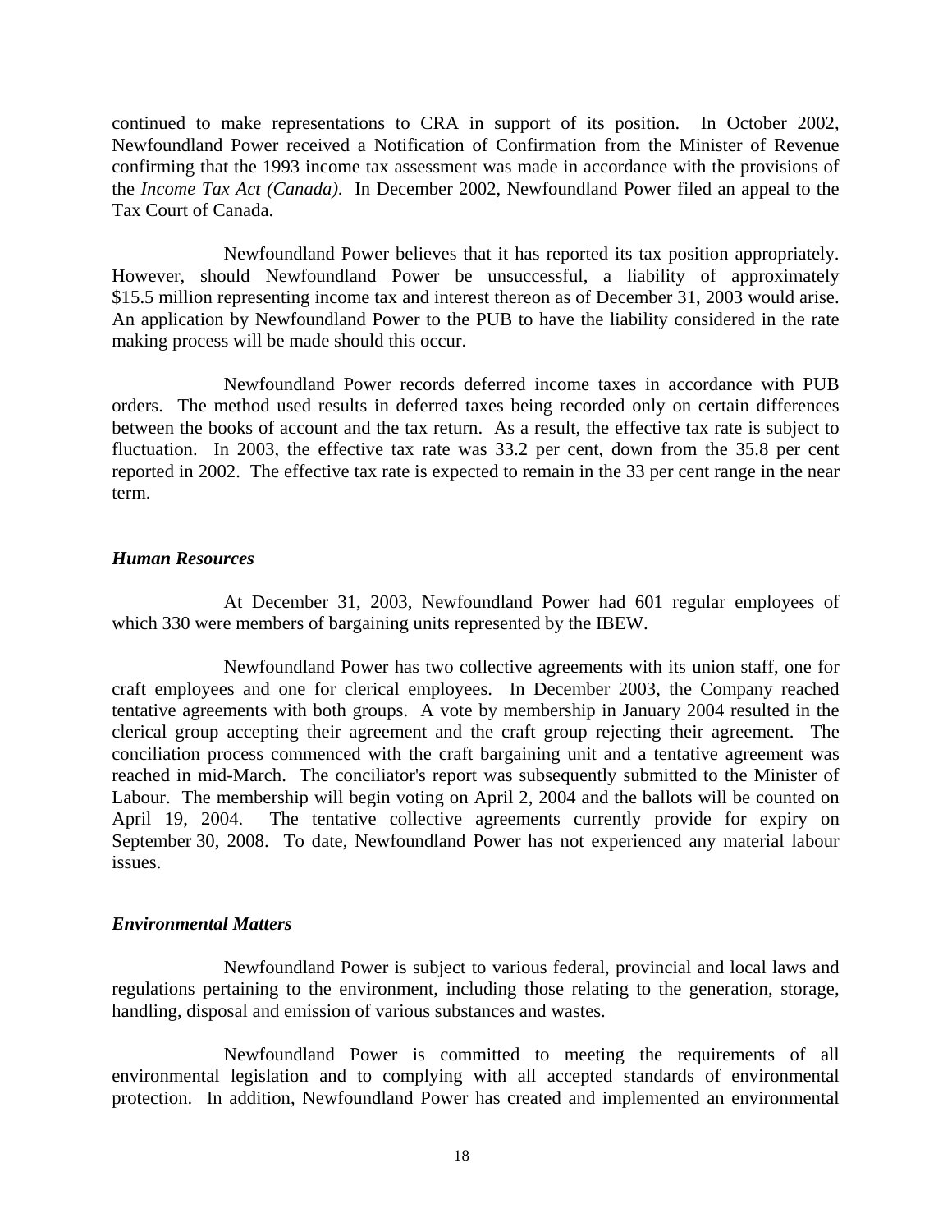continued to make representations to CRA in support of its position. In October 2002, Newfoundland Power received a Notification of Confirmation from the Minister of Revenue confirming that the 1993 income tax assessment was made in accordance with the provisions of the *Income Tax Act (Canada)*. In December 2002, Newfoundland Power filed an appeal to the Tax Court of Canada.

Newfoundland Power believes that it has reported its tax position appropriately. However, should Newfoundland Power be unsuccessful, a liability of approximately $15.5 million representing income tax and interest thereon as of December 31, 2003 would arise. An application by Newfoundland Power to the PUB to have the liability considered in the rate making process will be made should this occur.

Newfoundland Power records deferred income taxes in accordance with PUB orders. The method used results in deferred taxes being recorded only on certain differences between the books of account and the tax return. As a result, the effective tax rate is subject to fluctuation. In 2003, the effective tax rate was 33.2 per cent, down from the 35.8 per cent reported in 2002. The effective tax rate is expected to remain in the 33 per cent range in the near term.

### *Human Resources*

At December 31, 2003, Newfoundland Power had 601 regular employees of which 330 were members of bargaining units represented by the IBEW.

Newfoundland Power has two collective agreements with its union staff, one for craft employees and one for clerical employees. In December 2003, the Company reached tentative agreements with both groups. A vote by membership in January 2004 resulted in the clerical group accepting their agreement and the craft group rejecting their agreement. The conciliation process commenced with the craft bargaining unit and a tentative agreement was reached in mid-March. The conciliator's report was subsequently submitted to the Minister of Labour. The membership will begin voting on April 2, 2004 and the ballots will be counted on April 19, 2004. The tentative collective agreements currently provide for expiry on September 30, 2008. To date, Newfoundland Power has not experienced any material labour issues.

### *Environmental Matters*

Newfoundland Power is subject to various federal, provincial and local laws and regulations pertaining to the environment, including those relating to the generation, storage, handling, disposal and emission of various substances and wastes.

Newfoundland Power is committed to meeting the requirements of all environmental legislation and to complying with all accepted standards of environmental protection. In addition, Newfoundland Power has created and implemented an environmental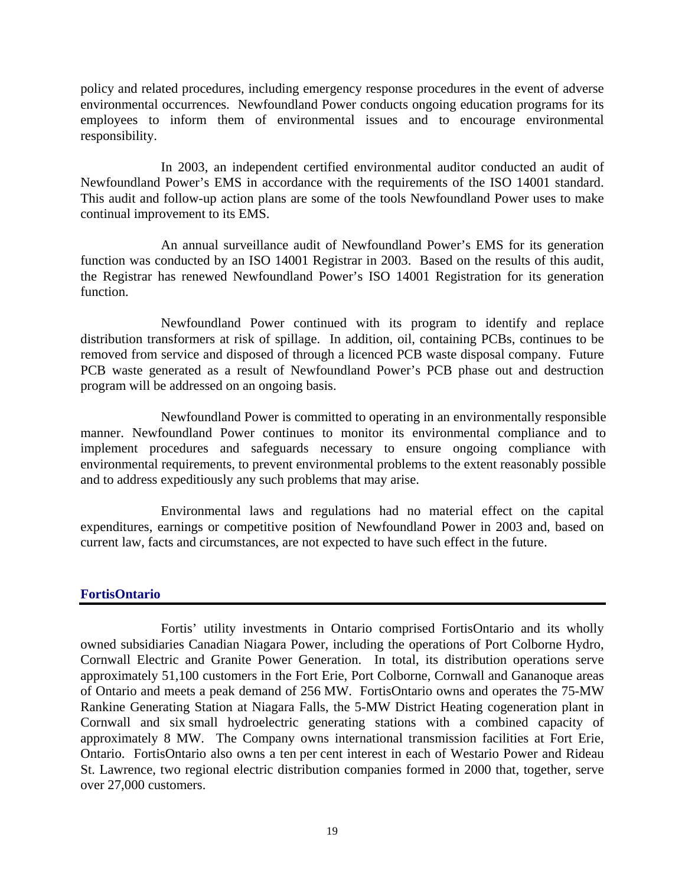policy and related procedures, including emergency response procedures in the event of adverse environmental occurrences. Newfoundland Power conducts ongoing education programs for its employees to inform them of environmental issues and to encourage environmental responsibility.

In 2003, an independent certified environmental auditor conducted an audit of Newfoundland Power's EMS in accordance with the requirements of the ISO 14001 standard. This audit and follow-up action plans are some of the tools Newfoundland Power uses to make continual improvement to its EMS.

An annual surveillance audit of Newfoundland Power's EMS for its generation function was conducted by an ISO 14001 Registrar in 2003. Based on the results of this audit, the Registrar has renewed Newfoundland Power's ISO 14001 Registration for its generation function.

Newfoundland Power continued with its program to identify and replace distribution transformers at risk of spillage. In addition, oil, containing PCBs, continues to be removed from service and disposed of through a licenced PCB waste disposal company. Future PCB waste generated as a result of Newfoundland Power's PCB phase out and destruction program will be addressed on an ongoing basis.

Newfoundland Power is committed to operating in an environmentally responsible manner. Newfoundland Power continues to monitor its environmental compliance and to implement procedures and safeguards necessary to ensure ongoing compliance with environmental requirements, to prevent environmental problems to the extent reasonably possible and to address expeditiously any such problems that may arise.

Environmental laws and regulations had no material effect on the capital expenditures, earnings or competitive position of Newfoundland Power in 2003 and, based on current law, facts and circumstances, are not expected to have such effect in the future.

## FortisOntario

Fortis' utility investments in Ontario comprised FortisOntario and its wholly owned subsidiaries Canadian Niagara Power, including the operations of Port Colborne Hydro, Cornwall Electric and Granite Power Generation. In total, its distribution operations serve approximately 51,100 customers in the Fort Erie, Port Colborne, Cornwall and Gananoque areas of Ontario and meets a peak demand of 256 MW. FortisOntario owns and operates the 75-MW Rankine Generating Station at Niagara Falls, the 5-MW District Heating cogeneration plant in Cornwall and six small hydroelectric generating stations with a combined capacity of approximately 8 MW. The Company owns international transmission facilities at Fort Erie, Ontario. FortisOntario also owns a ten per cent interest in each of Westario Power and Rideau St. Lawrence, two regional electric distribution companies formed in 2000 that, together, serve over 27,000 customers.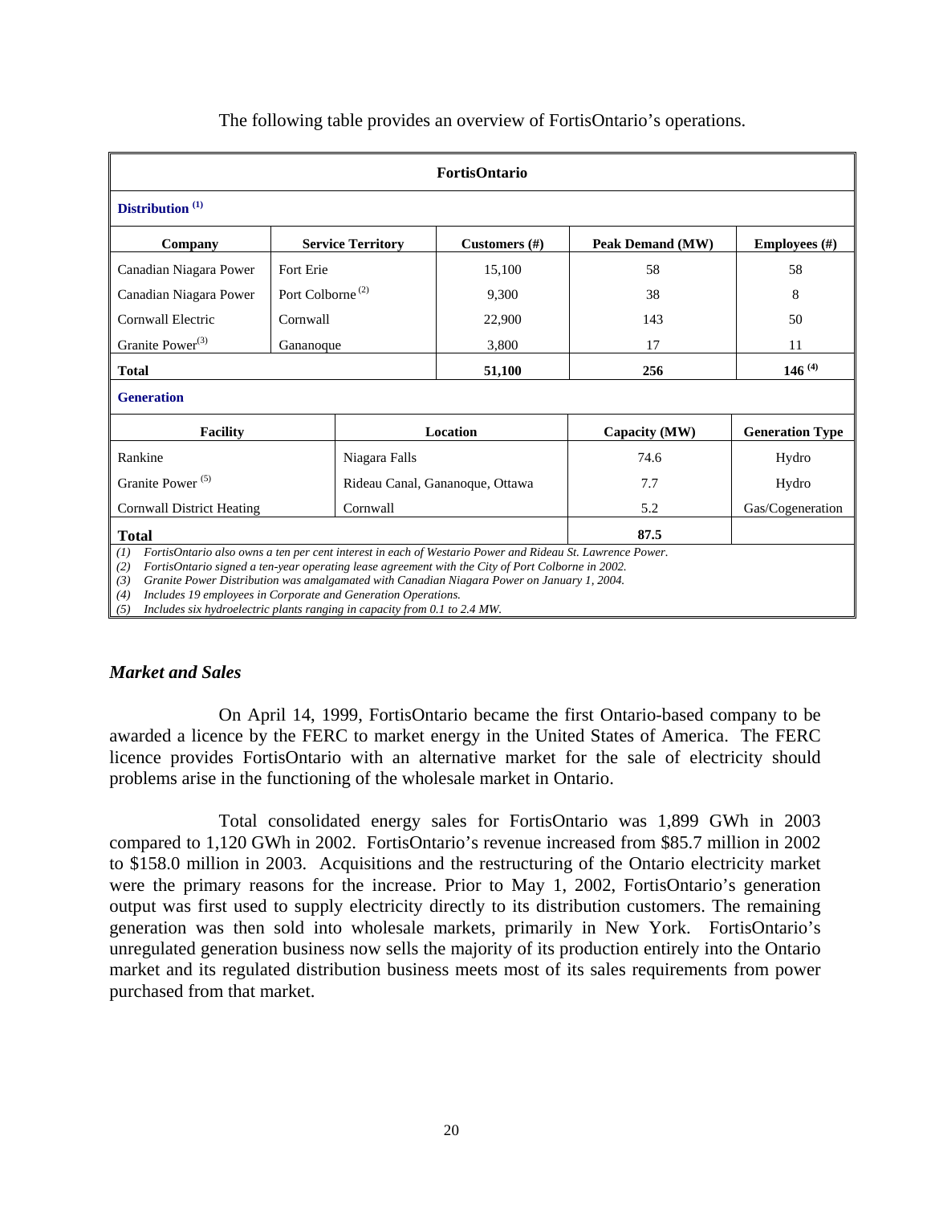The following table provides an overview of FortisOntario's operations.

| FortisOntario | | | | |
|---|---|---|---|---|
| **Distribution** [(1)] | | | | |
| **Company** | **Service Territory** | **Customers (#)** | **Peak Demand (MW)** | **Employees (#)** |
| Canadian Niagara Power | Fort Erie | 15,100 | 58 | 58 |
| Canadian Niagara Power | Port Colborne [(2)] | 9,300 | 38 | 8 |
| Cornwall Electric | Cornwall | 22,900 | 143 | 50 |
| Granite Power[(3)] | Gananoque | 3,800 | 17 | 11 |
| **Total** | | **51,100** | **256** | **146** [(4)] |

| **Generation** | | | |
|---|---|---|---|
| **Facility** | **Location** | **Capacity (MW)** | **Generation Type** |
| Rankine | Niagara Falls | 74.6 | Hydro |
| Granite Power [(5)] | Rideau Canal, Gananoque, Ottawa | 7.7 | Hydro |
| Cornwall District Heating | Cornwall | 5.2 | Gas/Cogeneration |
| **Total** | | **87.5** | |

*(1) FortisOntario also owns a ten per cent interest in each of Westario Power and Rideau St. Lawrence Power.*
*(2) FortisOntario signed a ten-year operating lease agreement with the City of Port Colborne in 2002.*
*(3) Granite Power Distribution was amalgamated with Canadian Niagara Power on January 1, 2004.*
*(4) Includes 19 employees in Corporate and Generation Operations.*
*(5) Includes six hydroelectric plants ranging in capacity from 0.1 to 2.4 MW.*

### *Market and Sales*

On April 14, 1999, FortisOntario became the first Ontario-based company to be awarded a licence by the FERC to market energy in the United States of America. The FERC licence provides FortisOntario with an alternative market for the sale of electricity should problems arise in the functioning of the wholesale market in Ontario.

Total consolidated energy sales for FortisOntario was 1,899 GWh in 2003 compared to 1,120 GWh in 2002. FortisOntario's revenue increased from $85.7 million in 2002 to $158.0 million in 2003. Acquisitions and the restructuring of the Ontario electricity market were the primary reasons for the increase. Prior to May 1, 2002, FortisOntario's generation output was first used to supply electricity directly to its distribution customers. The remaining generation was then sold into wholesale markets, primarily in New York. FortisOntario's unregulated generation business now sells the majority of its production entirely into the Ontario market and its regulated distribution business meets most of its sales requirements from power purchased from that market.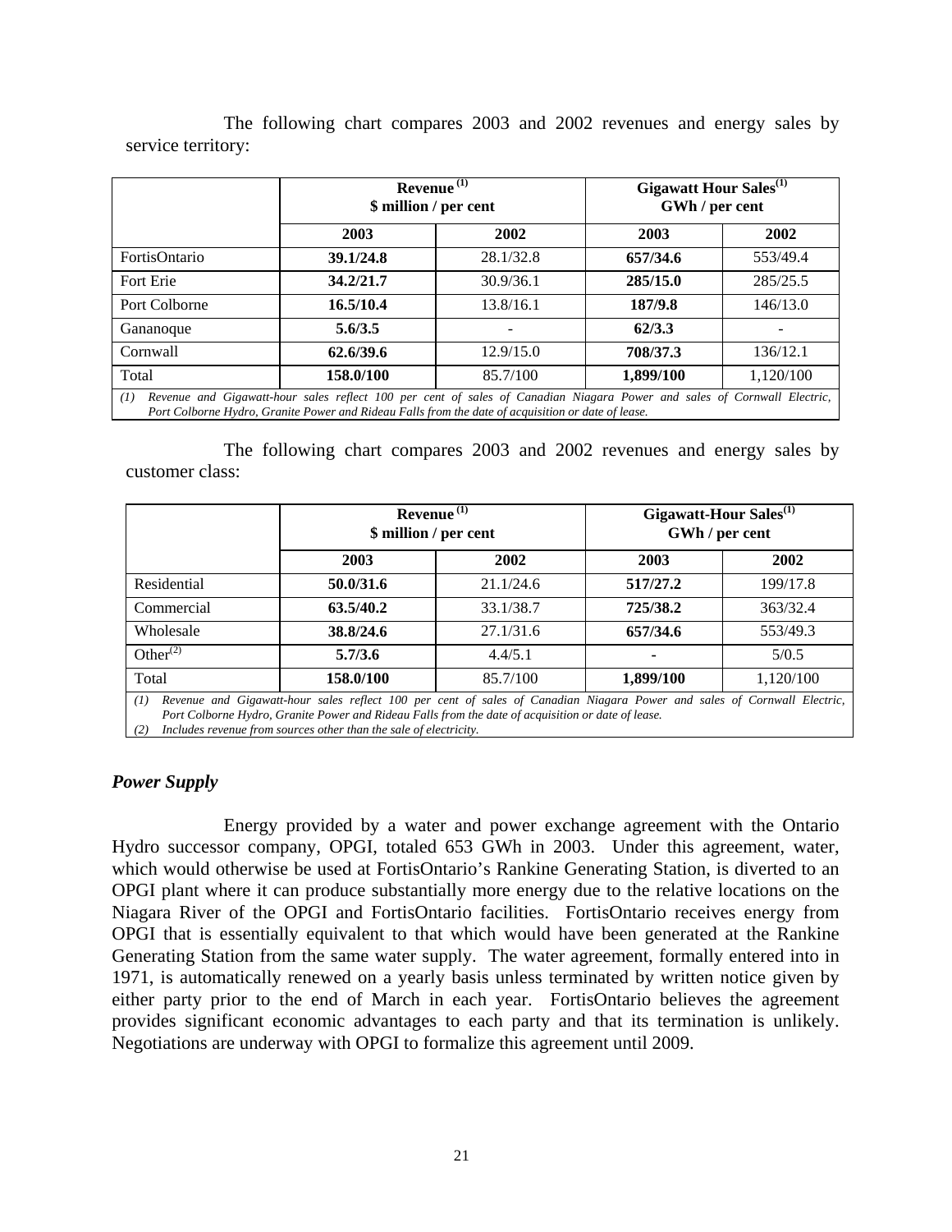The following chart compares 2003 and 2002 revenues and energy sales by service territory:

| | Revenue [(1)] $ million / per cent | | Gigawatt Hour Sales[(1)] GWh / per cent | |
|---|---|---|---|---|
| | **2003** | **2002** | **2003** | **2002** |
| FortisOntario | **39.1/24.8** | 28.1/32.8 | **657/34.6** | 553/49.4 |
| Fort Erie | **34.2/21.7** | 30.9/36.1 | **285/15.0** | 285/25.5 |
| Port Colborne | **16.5/10.4** | 13.8/16.1 | **187/9.8** | 146/13.0 |
| Gananoque | **5.6/3.5** | - | **62/3.3** | - |
| Cornwall | **62.6/39.6** | 12.9/15.0 | **708/37.3** | 136/12.1 |
| Total | **158.0/100** | 85.7/100 | **1,899/100** | 1,120/100 |

*(1) Revenue and Gigawatt-hour sales reflect 100 per cent of sales of Canadian Niagara Power and sales of Cornwall Electric, Port Colborne Hydro, Granite Power and Rideau Falls from the date of acquisition or date of lease.*

The following chart compares 2003 and 2002 revenues and energy sales by customer class:

| | Revenue [(1)] $ million / per cent | | Gigawatt-Hour Sales[(1)] GWh / per cent | |
|---|---|---|---|---|
| | **2003** | **2002** | **2003** | **2002** |
| Residential | **50.0/31.6** | 21.1/24.6 | **517/27.2** | 199/17.8 |
| Commercial | **63.5/40.2** | 33.1/38.7 | **725/38.2** | 363/32.4 |
| Wholesale | **38.8/24.6** | 27.1/31.6 | **657/34.6** | 553/49.3 |
| Other[(2)] | **5.7/3.6** | 4.4/5.1 | **-** | 5/0.5 |
| Total | **158.0/100** | 85.7/100 | **1,899/100** | 1,120/100 |

*(1) Revenue and Gigawatt-hour sales reflect 100 per cent of sales of Canadian Niagara Power and sales of Cornwall Electric, Port Colborne Hydro, Granite Power and Rideau Falls from the date of acquisition or date of lease.*
*(2) Includes revenue from sources other than the sale of electricity.*

### *Power Supply*

Energy provided by a water and power exchange agreement with the Ontario Hydro successor company, OPGI, totaled 653 GWh in 2003. Under this agreement, water, which would otherwise be used at FortisOntario's Rankine Generating Station, is diverted to an OPGI plant where it can produce substantially more energy due to the relative locations on the Niagara River of the OPGI and FortisOntario facilities. FortisOntario receives energy from OPGI that is essentially equivalent to that which would have been generated at the Rankine Generating Station from the same water supply. The water agreement, formally entered into in 1971, is automatically renewed on a yearly basis unless terminated by written notice given by either party prior to the end of March in each year. FortisOntario believes the agreement provides significant economic advantages to each party and that its termination is unlikely. Negotiations are underway with OPGI to formalize this agreement until 2009.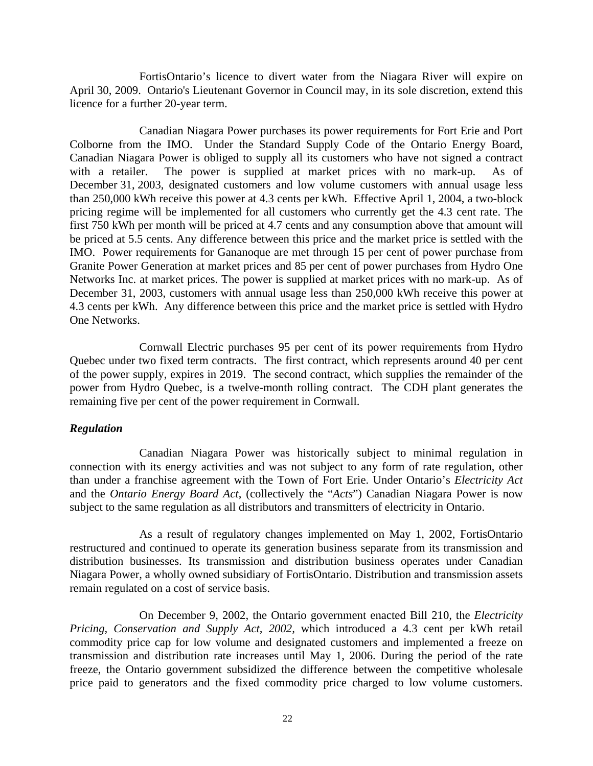FortisOntario's licence to divert water from the Niagara River will expire on April 30, 2009. Ontario's Lieutenant Governor in Council may, in its sole discretion, extend this licence for a further 20-year term.

Canadian Niagara Power purchases its power requirements for Fort Erie and Port Colborne from the IMO. Under the Standard Supply Code of the Ontario Energy Board, Canadian Niagara Power is obliged to supply all its customers who have not signed a contract with a retailer. The power is supplied at market prices with no mark-up. As of December 31, 2003, designated customers and low volume customers with annual usage less than 250,000 kWh receive this power at 4.3 cents per kWh. Effective April 1, 2004, a two-block pricing regime will be implemented for all customers who currently get the 4.3 cent rate. The first 750 kWh per month will be priced at 4.7 cents and any consumption above that amount will be priced at 5.5 cents. Any difference between this price and the market price is settled with the IMO. Power requirements for Gananoque are met through 15 per cent of power purchase from Granite Power Generation at market prices and 85 per cent of power purchases from Hydro One Networks Inc. at market prices. The power is supplied at market prices with no mark-up. As of December 31, 2003, customers with annual usage less than 250,000 kWh receive this power at 4.3 cents per kWh. Any difference between this price and the market price is settled with Hydro One Networks.

Cornwall Electric purchases 95 per cent of its power requirements from Hydro Quebec under two fixed term contracts. The first contract, which represents around 40 per cent of the power supply, expires in 2019. The second contract, which supplies the remainder of the power from Hydro Quebec, is a twelve-month rolling contract. The CDH plant generates the remaining five per cent of the power requirement in Cornwall.

***Regulation***

Canadian Niagara Power was historically subject to minimal regulation in connection with its energy activities and was not subject to any form of rate regulation, other than under a franchise agreement with the Town of Fort Erie. Under Ontario's *Electricity Act* and the *Ontario Energy Board Act*, (collectively the "*Acts*") Canadian Niagara Power is now subject to the same regulation as all distributors and transmitters of electricity in Ontario.

As a result of regulatory changes implemented on May 1, 2002, FortisOntario restructured and continued to operate its generation business separate from its transmission and distribution businesses. Its transmission and distribution business operates under Canadian Niagara Power, a wholly owned subsidiary of FortisOntario. Distribution and transmission assets remain regulated on a cost of service basis.

On December 9, 2002, the Ontario government enacted Bill 210, the *Electricity Pricing, Conservation and Supply Act, 2002,* which introduced a 4.3 cent per kWh retail commodity price cap for low volume and designated customers and implemented a freeze on transmission and distribution rate increases until May 1, 2006. During the period of the rate freeze, the Ontario government subsidized the difference between the competitive wholesale price paid to generators and the fixed commodity price charged to low volume customers.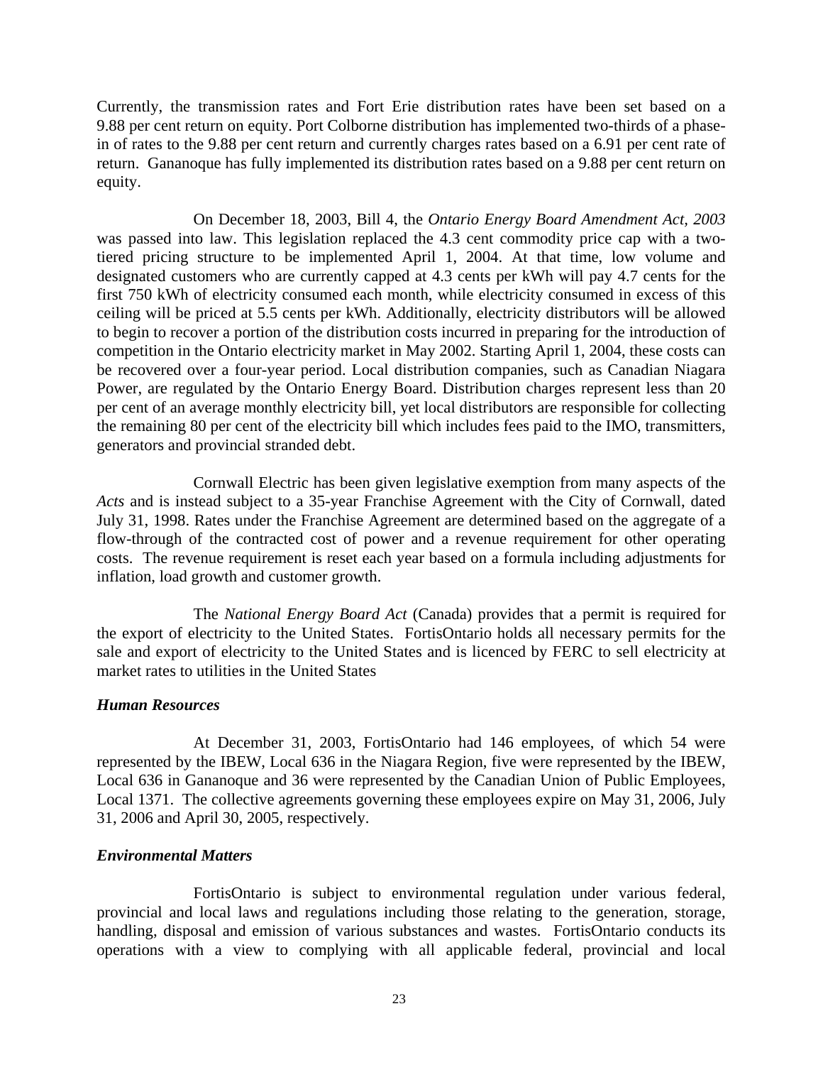Currently, the transmission rates and Fort Erie distribution rates have been set based on a 9.88 per cent return on equity. Port Colborne distribution has implemented two-thirds of a phase-in of rates to the 9.88 per cent return and currently charges rates based on a 6.91 per cent rate of return. Gananoque has fully implemented its distribution rates based on a 9.88 per cent return on equity.

On December 18, 2003, Bill 4, the *Ontario Energy Board Amendment Act, 2003* was passed into law. This legislation replaced the 4.3 cent commodity price cap with a two-tiered pricing structure to be implemented April 1, 2004. At that time, low volume and designated customers who are currently capped at 4.3 cents per kWh will pay 4.7 cents for the first 750 kWh of electricity consumed each month, while electricity consumed in excess of this ceiling will be priced at 5.5 cents per kWh. Additionally, electricity distributors will be allowed to begin to recover a portion of the distribution costs incurred in preparing for the introduction of competition in the Ontario electricity market in May 2002. Starting April 1, 2004, these costs can be recovered over a four-year period. Local distribution companies, such as Canadian Niagara Power, are regulated by the Ontario Energy Board. Distribution charges represent less than 20 per cent of an average monthly electricity bill, yet local distributors are responsible for collecting the remaining 80 per cent of the electricity bill which includes fees paid to the IMO, transmitters, generators and provincial stranded debt.

Cornwall Electric has been given legislative exemption from many aspects of the *Acts* and is instead subject to a 35-year Franchise Agreement with the City of Cornwall, dated July 31, 1998. Rates under the Franchise Agreement are determined based on the aggregate of a flow-through of the contracted cost of power and a revenue requirement for other operating costs. The revenue requirement is reset each year based on a formula including adjustments for inflation, load growth and customer growth.

The *National Energy Board Act* (Canada) provides that a permit is required for the export of electricity to the United States. FortisOntario holds all necessary permits for the sale and export of electricity to the United States and is licenced by FERC to sell electricity at market rates to utilities in the United States

### *Human Resources*

At December 31, 2003, FortisOntario had 146 employees, of which 54 were represented by the IBEW, Local 636 in the Niagara Region, five were represented by the IBEW, Local 636 in Gananoque and 36 were represented by the Canadian Union of Public Employees, Local 1371. The collective agreements governing these employees expire on May 31, 2006, July 31, 2006 and April 30, 2005, respectively.

### *Environmental Matters*

FortisOntario is subject to environmental regulation under various federal, provincial and local laws and regulations including those relating to the generation, storage, handling, disposal and emission of various substances and wastes. FortisOntario conducts its operations with a view to complying with all applicable federal, provincial and local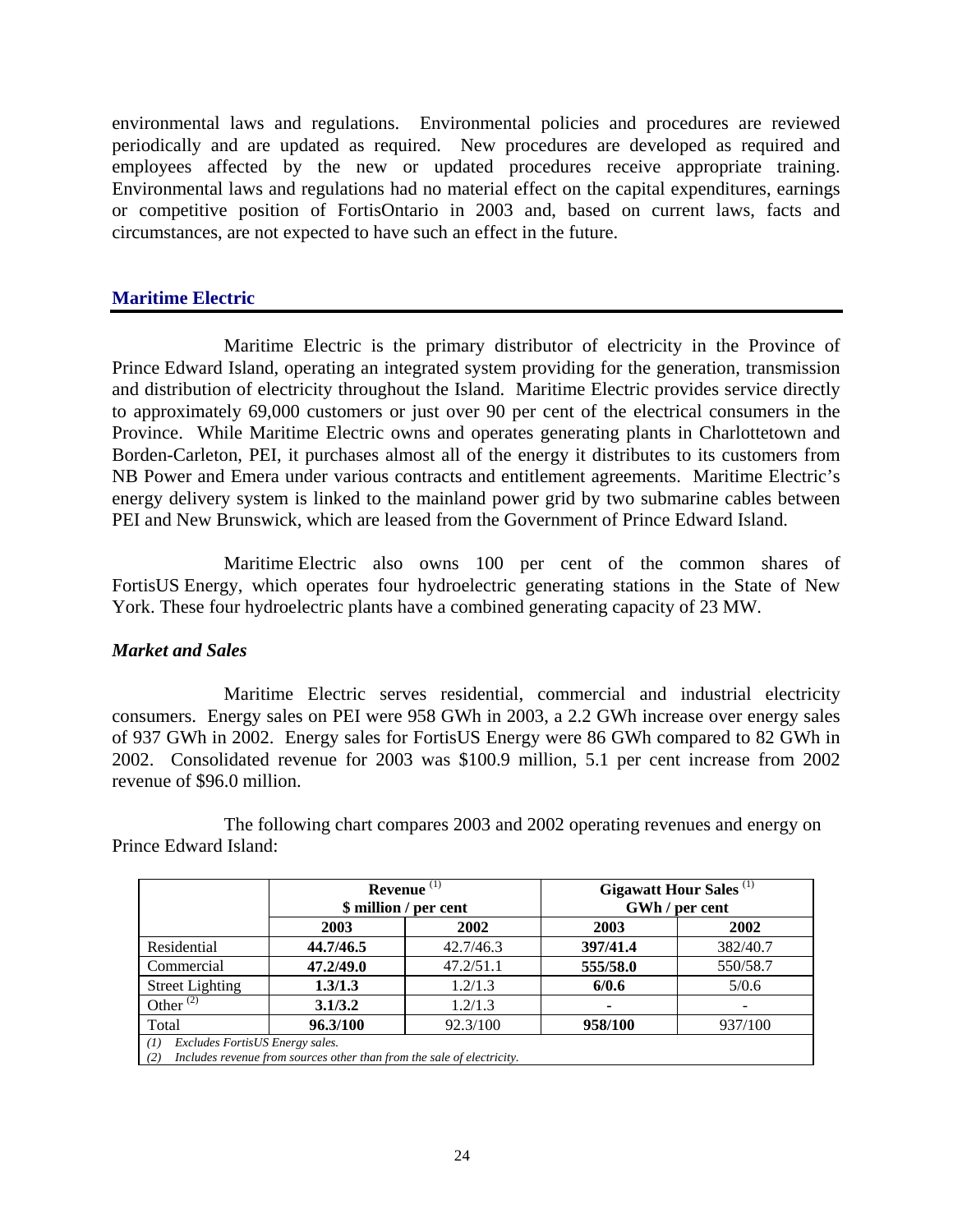environmental laws and regulations. Environmental policies and procedures are reviewed periodically and are updated as required. New procedures are developed as required and employees affected by the new or updated procedures receive appropriate training. Environmental laws and regulations had no material effect on the capital expenditures, earnings or competitive position of FortisOntario in 2003 and, based on current laws, facts and circumstances, are not expected to have such an effect in the future.

## Maritime Electric

Maritime Electric is the primary distributor of electricity in the Province of Prince Edward Island, operating an integrated system providing for the generation, transmission and distribution of electricity throughout the Island. Maritime Electric provides service directly to approximately 69,000 customers or just over 90 per cent of the electrical consumers in the Province. While Maritime Electric owns and operates generating plants in Charlottetown and Borden-Carleton, PEI, it purchases almost all of the energy it distributes to its customers from NB Power and Emera under various contracts and entitlement agreements. Maritime Electric's energy delivery system is linked to the mainland power grid by two submarine cables between PEI and New Brunswick, which are leased from the Government of Prince Edward Island.

Maritime Electric also owns 100 per cent of the common shares of FortisUS Energy, which operates four hydroelectric generating stations in the State of New York. These four hydroelectric plants have a combined generating capacity of 23 MW.

### *Market and Sales*

Maritime Electric serves residential, commercial and industrial electricity consumers. Energy sales on PEI were 958 GWh in 2003, a 2.2 GWh increase over energy sales of 937 GWh in 2002. Energy sales for FortisUS Energy were 86 GWh compared to 82 GWh in 2002. Consolidated revenue for 2003 was $100.9 million, 5.1 per cent increase from 2002 revenue of $96.0 million.

The following chart compares 2003 and 2002 operating revenues and energy on Prince Edward Island:

| | **Revenue** [(1)] **$ million / per cent** | | **Gigawatt Hour Sales** [(1)] **GWh / per cent** | |
|---|---|---|---|---|
| | **2003** | **2002** | **2003** | **2002** |
| Residential | **44.7/46.5** | 42.7/46.3 | **397/41.4** | 382/40.7 |
| Commercial | **47.2/49.0** | 47.2/51.1 | **555/58.0** | 550/58.7 |
| Street Lighting | **1.3/1.3** | 1.2/1.3 | **6/0.6** | 5/0.6 |
| Other [(2)] | **3.1/3.2** | 1.2/1.3 | **-** | - |
| Total | **96.3/100** | 92.3/100 | **958/100** | 937/100 |

*(1) Excludes FortisUS Energy sales.*
*(2) Includes revenue from sources other than from the sale of electricity.*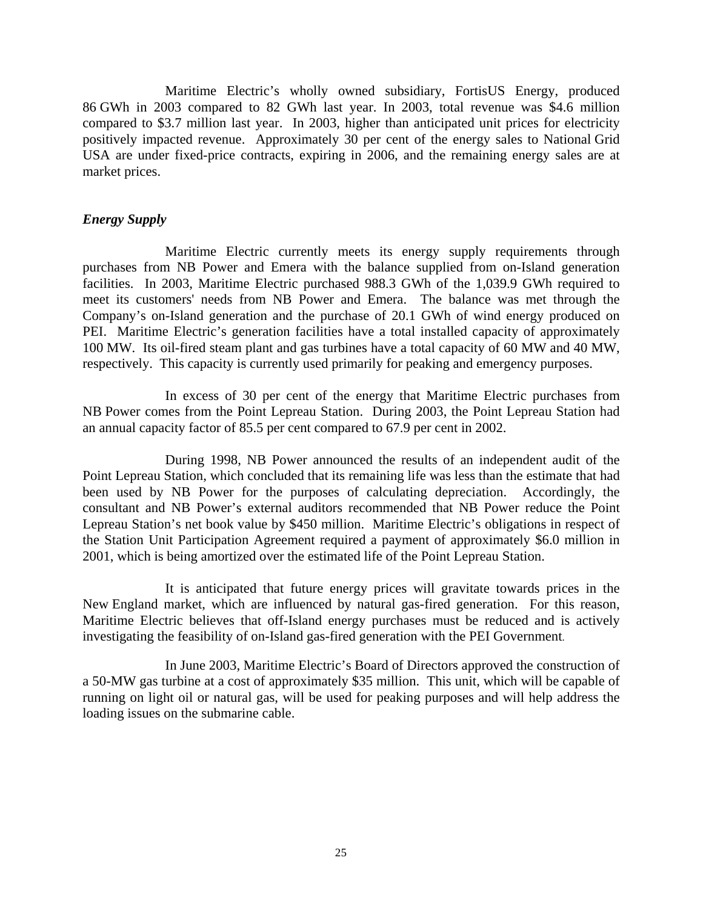Maritime Electric's wholly owned subsidiary, FortisUS Energy, produced 86 GWh in 2003 compared to 82 GWh last year. In 2003, total revenue was $4.6 million compared to $3.7 million last year. In 2003, higher than anticipated unit prices for electricity positively impacted revenue. Approximately 30 per cent of the energy sales to National Grid USA are under fixed-price contracts, expiring in 2006, and the remaining energy sales are at market prices.

***Energy Supply***

Maritime Electric currently meets its energy supply requirements through purchases from NB Power and Emera with the balance supplied from on-Island generation facilities. In 2003, Maritime Electric purchased 988.3 GWh of the 1,039.9 GWh required to meet its customers' needs from NB Power and Emera. The balance was met through the Company's on-Island generation and the purchase of 20.1 GWh of wind energy produced on PEI. Maritime Electric's generation facilities have a total installed capacity of approximately 100 MW. Its oil-fired steam plant and gas turbines have a total capacity of 60 MW and 40 MW, respectively. This capacity is currently used primarily for peaking and emergency purposes.

In excess of 30 per cent of the energy that Maritime Electric purchases from NB Power comes from the Point Lepreau Station. During 2003, the Point Lepreau Station had an annual capacity factor of 85.5 per cent compared to 67.9 per cent in 2002.

During 1998, NB Power announced the results of an independent audit of the Point Lepreau Station, which concluded that its remaining life was less than the estimate that had been used by NB Power for the purposes of calculating depreciation. Accordingly, the consultant and NB Power's external auditors recommended that NB Power reduce the Point Lepreau Station's net book value by $450 million. Maritime Electric's obligations in respect of the Station Unit Participation Agreement required a payment of approximately $6.0 million in 2001, which is being amortized over the estimated life of the Point Lepreau Station.

It is anticipated that future energy prices will gravitate towards prices in the New England market, which are influenced by natural gas-fired generation. For this reason, Maritime Electric believes that off-Island energy purchases must be reduced and is actively investigating the feasibility of on-Island gas-fired generation with the PEI Government.

In June 2003, Maritime Electric's Board of Directors approved the construction of a 50-MW gas turbine at a cost of approximately $35 million. This unit, which will be capable of running on light oil or natural gas, will be used for peaking purposes and will help address the loading issues on the submarine cable.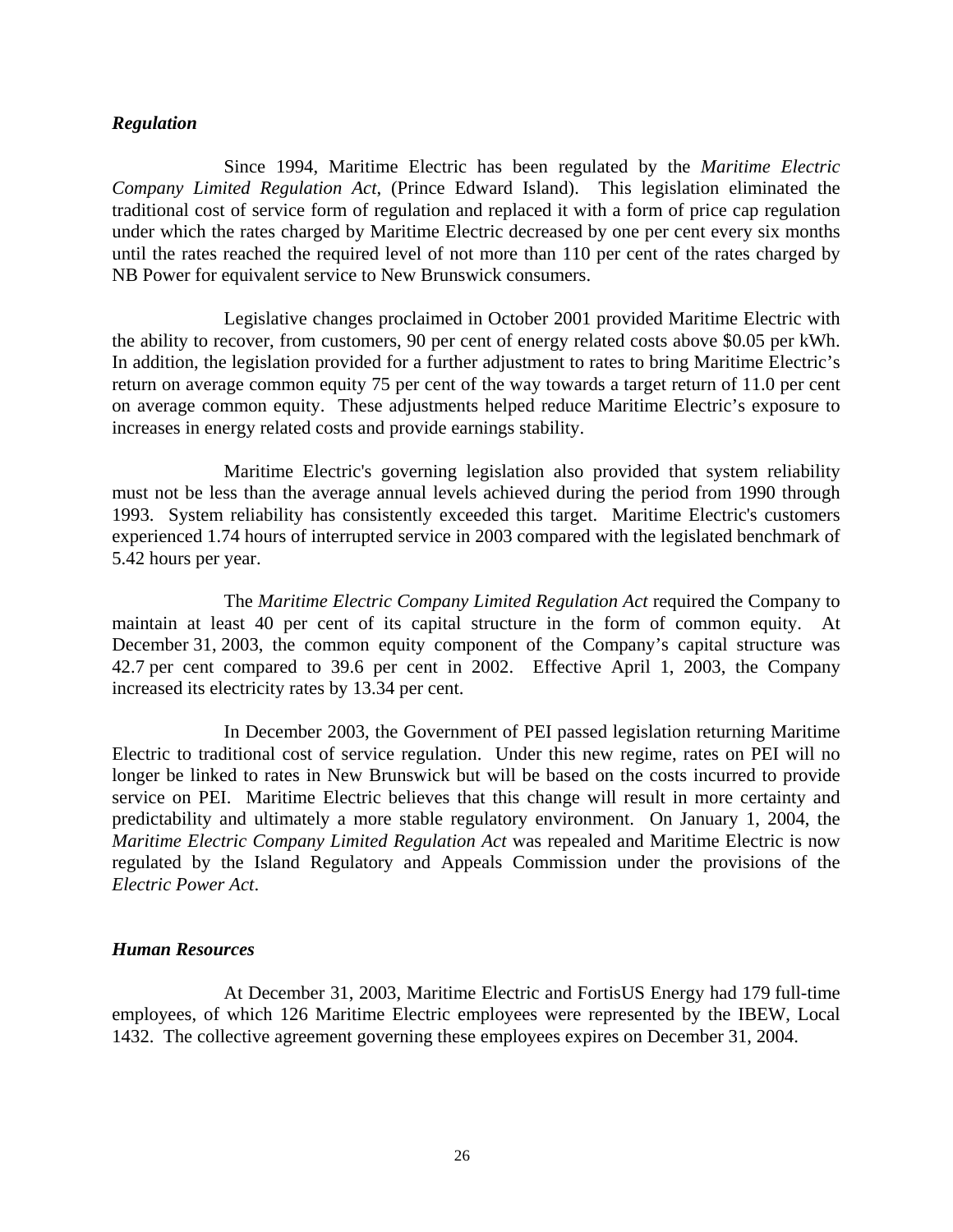### *Regulation*

Since 1994, Maritime Electric has been regulated by the *Maritime Electric Company Limited Regulation Act*, (Prince Edward Island). This legislation eliminated the traditional cost of service form of regulation and replaced it with a form of price cap regulation under which the rates charged by Maritime Electric decreased by one per cent every six months until the rates reached the required level of not more than 110 per cent of the rates charged by NB Power for equivalent service to New Brunswick consumers.

Legislative changes proclaimed in October 2001 provided Maritime Electric with the ability to recover, from customers, 90 per cent of energy related costs above $0.05 per kWh. In addition, the legislation provided for a further adjustment to rates to bring Maritime Electric's return on average common equity 75 per cent of the way towards a target return of 11.0 per cent on average common equity. These adjustments helped reduce Maritime Electric's exposure to increases in energy related costs and provide earnings stability.

Maritime Electric's governing legislation also provided that system reliability must not be less than the average annual levels achieved during the period from 1990 through 1993. System reliability has consistently exceeded this target. Maritime Electric's customers experienced 1.74 hours of interrupted service in 2003 compared with the legislated benchmark of 5.42 hours per year.

The *Maritime Electric Company Limited Regulation Act* required the Company to maintain at least 40 per cent of its capital structure in the form of common equity. At December 31, 2003, the common equity component of the Company's capital structure was 42.7 per cent compared to 39.6 per cent in 2002. Effective April 1, 2003, the Company increased its electricity rates by 13.34 per cent.

In December 2003, the Government of PEI passed legislation returning Maritime Electric to traditional cost of service regulation. Under this new regime, rates on PEI will no longer be linked to rates in New Brunswick but will be based on the costs incurred to provide service on PEI. Maritime Electric believes that this change will result in more certainty and predictability and ultimately a more stable regulatory environment. On January 1, 2004, the *Maritime Electric Company Limited Regulation Act* was repealed and Maritime Electric is now regulated by the Island Regulatory and Appeals Commission under the provisions of the *Electric Power Act*.

### *Human Resources*

At December 31, 2003, Maritime Electric and FortisUS Energy had 179 full-time employees, of which 126 Maritime Electric employees were represented by the IBEW, Local 1432. The collective agreement governing these employees expires on December 31, 2004.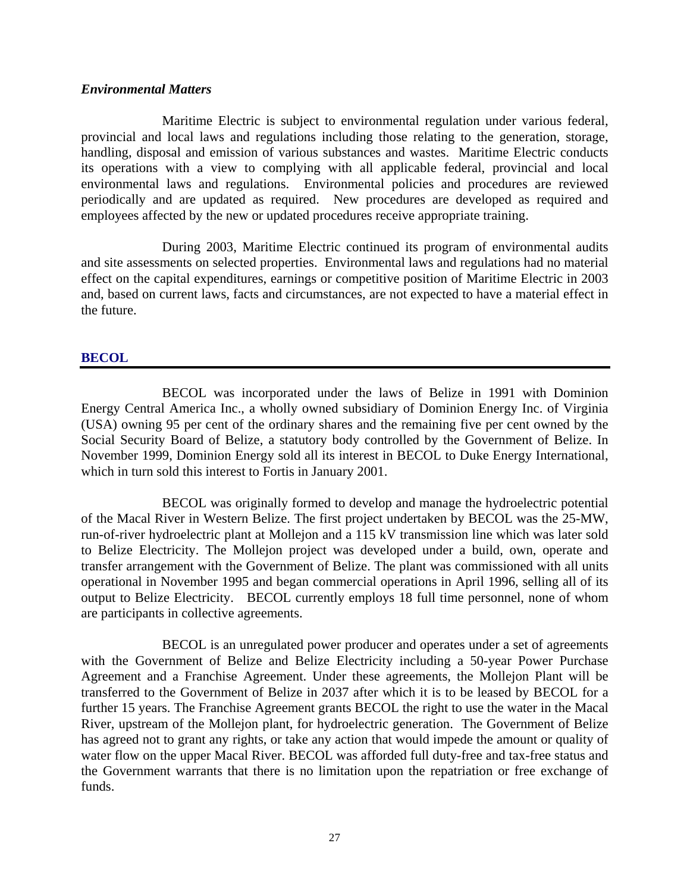### *Environmental Matters*

Maritime Electric is subject to environmental regulation under various federal, provincial and local laws and regulations including those relating to the generation, storage, handling, disposal and emission of various substances and wastes. Maritime Electric conducts its operations with a view to complying with all applicable federal, provincial and local environmental laws and regulations. Environmental policies and procedures are reviewed periodically and are updated as required. New procedures are developed as required and employees affected by the new or updated procedures receive appropriate training.

During 2003, Maritime Electric continued its program of environmental audits and site assessments on selected properties. Environmental laws and regulations had no material effect on the capital expenditures, earnings or competitive position of Maritime Electric in 2003 and, based on current laws, facts and circumstances, are not expected to have a material effect in the future.

## BECOL

BECOL was incorporated under the laws of Belize in 1991 with Dominion Energy Central America Inc., a wholly owned subsidiary of Dominion Energy Inc. of Virginia (USA) owning 95 per cent of the ordinary shares and the remaining five per cent owned by the Social Security Board of Belize, a statutory body controlled by the Government of Belize. In November 1999, Dominion Energy sold all its interest in BECOL to Duke Energy International, which in turn sold this interest to Fortis in January 2001.

BECOL was originally formed to develop and manage the hydroelectric potential of the Macal River in Western Belize. The first project undertaken by BECOL was the 25-MW, run-of-river hydroelectric plant at Mollejon and a 115 kV transmission line which was later sold to Belize Electricity. The Mollejon project was developed under a build, own, operate and transfer arrangement with the Government of Belize. The plant was commissioned with all units operational in November 1995 and began commercial operations in April 1996, selling all of its output to Belize Electricity. BECOL currently employs 18 full time personnel, none of whom are participants in collective agreements.

BECOL is an unregulated power producer and operates under a set of agreements with the Government of Belize and Belize Electricity including a 50-year Power Purchase Agreement and a Franchise Agreement. Under these agreements, the Mollejon Plant will be transferred to the Government of Belize in 2037 after which it is to be leased by BECOL for a further 15 years. The Franchise Agreement grants BECOL the right to use the water in the Macal River, upstream of the Mollejon plant, for hydroelectric generation. The Government of Belize has agreed not to grant any rights, or take any action that would impede the amount or quality of water flow on the upper Macal River. BECOL was afforded full duty-free and tax-free status and the Government warrants that there is no limitation upon the repatriation or free exchange of funds.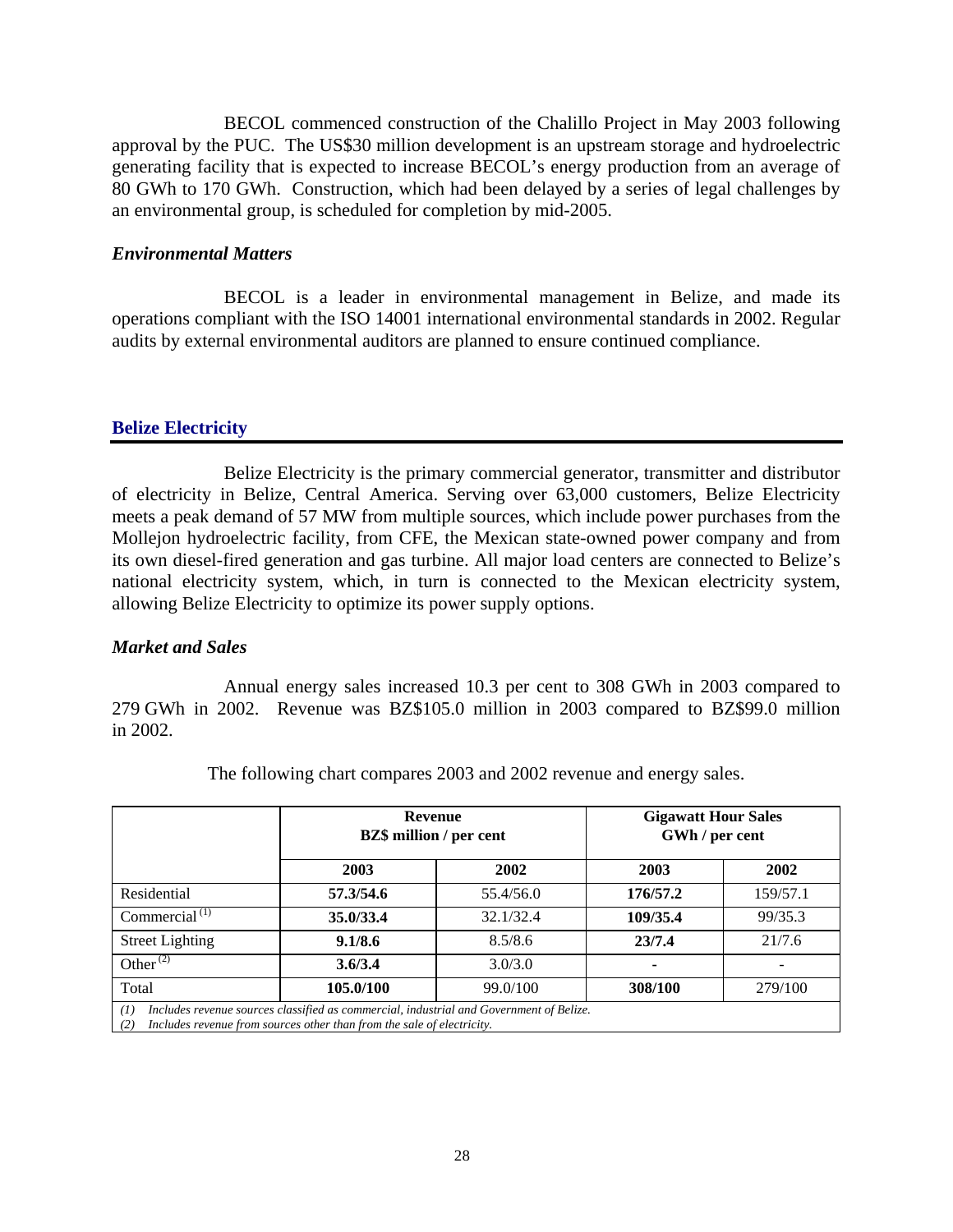BECOL commenced construction of the Chalillo Project in May 2003 following approval by the PUC. The US$30 million development is an upstream storage and hydroelectric generating facility that is expected to increase BECOL's energy production from an average of 80 GWh to 170 GWh. Construction, which had been delayed by a series of legal challenges by an environmental group, is scheduled for completion by mid-2005.

### *Environmental Matters*

BECOL is a leader in environmental management in Belize, and made its operations compliant with the ISO 14001 international environmental standards in 2002. Regular audits by external environmental auditors are planned to ensure continued compliance.

## Belize Electricity

Belize Electricity is the primary commercial generator, transmitter and distributor of electricity in Belize, Central America. Serving over 63,000 customers, Belize Electricity meets a peak demand of 57 MW from multiple sources, which include power purchases from the Mollejon hydroelectric facility, from CFE, the Mexican state-owned power company and from its own diesel-fired generation and gas turbine. All major load centers are connected to Belize's national electricity system, which, in turn is connected to the Mexican electricity system, allowing Belize Electricity to optimize its power supply options.

### *Market and Sales*

Annual energy sales increased 10.3 per cent to 308 GWh in 2003 compared to 279 GWh in 2002. Revenue was BZ$105.0 million in 2003 compared to BZ$99.0 million in 2002.

The following chart compares 2003 and 2002 revenue and energy sales.

| | **Revenue BZ$ million / per cent** | | **Gigawatt Hour Sales GWh / per cent** | |
|---|---|---|---|---|
| | **2003** | **2002** | **2003** | **2002** |
| Residential | **57.3/54.6** | 55.4/56.0 | **176/57.2** | 159/57.1 |
| Commercial [(1)] | **35.0/33.4** | 32.1/32.4 | **109/35.4** | 99/35.3 |
| Street Lighting | **9.1/8.6** | 8.5/8.6 | **23/7.4** | 21/7.6 |
| Other [(2)] | **3.6/3.4** | 3.0/3.0 | **-** | - |
| Total | **105.0/100** | 99.0/100 | **308/100** | 279/100 |

*(1) Includes revenue sources classified as commercial, industrial and Government of Belize.*
*(2) Includes revenue from sources other than from the sale of electricity.*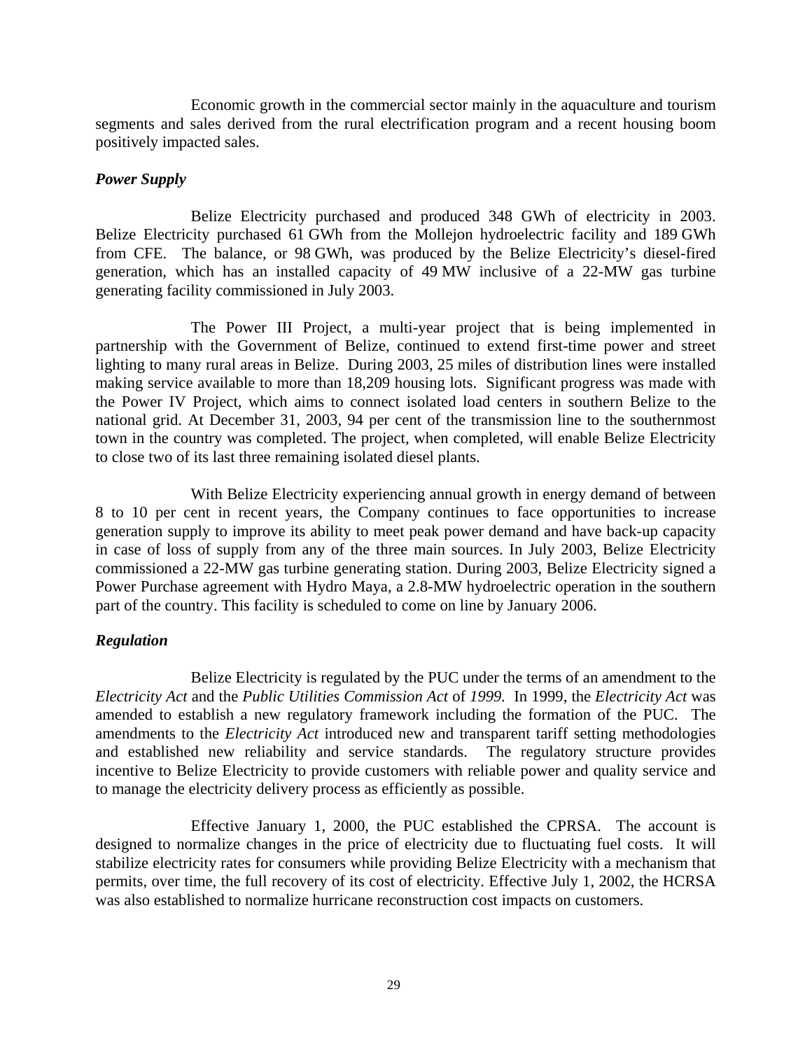Economic growth in the commercial sector mainly in the aquaculture and tourism segments and sales derived from the rural electrification program and a recent housing boom positively impacted sales.

### *Power Supply*

Belize Electricity purchased and produced 348 GWh of electricity in 2003. Belize Electricity purchased 61 GWh from the Mollejon hydroelectric facility and 189 GWh from CFE. The balance, or 98 GWh, was produced by the Belize Electricity's diesel-fired generation, which has an installed capacity of 49 MW inclusive of a 22-MW gas turbine generating facility commissioned in July 2003.

The Power III Project, a multi-year project that is being implemented in partnership with the Government of Belize, continued to extend first-time power and street lighting to many rural areas in Belize. During 2003, 25 miles of distribution lines were installed making service available to more than 18,209 housing lots. Significant progress was made with the Power IV Project, which aims to connect isolated load centers in southern Belize to the national grid. At December 31, 2003, 94 per cent of the transmission line to the southernmost town in the country was completed. The project, when completed, will enable Belize Electricity to close two of its last three remaining isolated diesel plants.

With Belize Electricity experiencing annual growth in energy demand of between 8 to 10 per cent in recent years, the Company continues to face opportunities to increase generation supply to improve its ability to meet peak power demand and have back-up capacity in case of loss of supply from any of the three main sources. In July 2003, Belize Electricity commissioned a 22-MW gas turbine generating station. During 2003, Belize Electricity signed a Power Purchase agreement with Hydro Maya, a 2.8-MW hydroelectric operation in the southern part of the country. This facility is scheduled to come on line by January 2006.

### *Regulation*

Belize Electricity is regulated by the PUC under the terms of an amendment to the *Electricity Act* and the *Public Utilities Commission Act* of *1999.* In 1999, the *Electricity Act* was amended to establish a new regulatory framework including the formation of the PUC. The amendments to the *Electricity Act* introduced new and transparent tariff setting methodologies and established new reliability and service standards. The regulatory structure provides incentive to Belize Electricity to provide customers with reliable power and quality service and to manage the electricity delivery process as efficiently as possible.

Effective January 1, 2000, the PUC established the CPRSA. The account is designed to normalize changes in the price of electricity due to fluctuating fuel costs. It will stabilize electricity rates for consumers while providing Belize Electricity with a mechanism that permits, over time, the full recovery of its cost of electricity. Effective July 1, 2002, the HCRSA was also established to normalize hurricane reconstruction cost impacts on customers.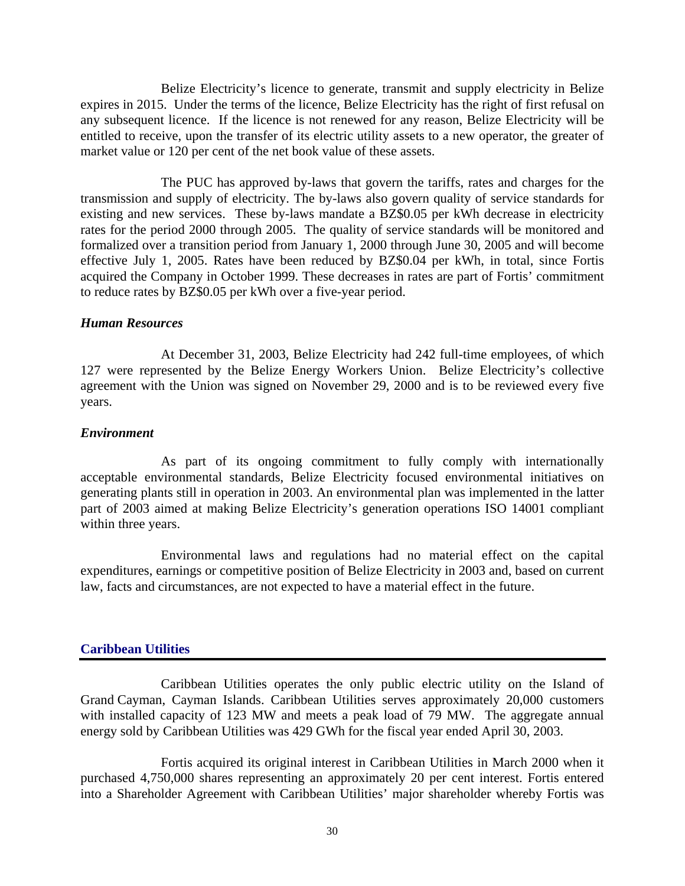Belize Electricity's licence to generate, transmit and supply electricity in Belize expires in 2015. Under the terms of the licence, Belize Electricity has the right of first refusal on any subsequent licence. If the licence is not renewed for any reason, Belize Electricity will be entitled to receive, upon the transfer of its electric utility assets to a new operator, the greater of market value or 120 per cent of the net book value of these assets.

The PUC has approved by-laws that govern the tariffs, rates and charges for the transmission and supply of electricity. The by-laws also govern quality of service standards for existing and new services. These by-laws mandate a BZ$0.05 per kWh decrease in electricity rates for the period 2000 through 2005. The quality of service standards will be monitored and formalized over a transition period from January 1, 2000 through June 30, 2005 and will become effective July 1, 2005. Rates have been reduced by BZ$0.04 per kWh, in total, since Fortis acquired the Company in October 1999. These decreases in rates are part of Fortis' commitment to reduce rates by BZ$0.05 per kWh over a five-year period.

### *Human Resources*

At December 31, 2003, Belize Electricity had 242 full-time employees, of which 127 were represented by the Belize Energy Workers Union. Belize Electricity's collective agreement with the Union was signed on November 29, 2000 and is to be reviewed every five years.

### *Environment*

As part of its ongoing commitment to fully comply with internationally acceptable environmental standards, Belize Electricity focused environmental initiatives on generating plants still in operation in 2003. An environmental plan was implemented in the latter part of 2003 aimed at making Belize Electricity's generation operations ISO 14001 compliant within three years.

Environmental laws and regulations had no material effect on the capital expenditures, earnings or competitive position of Belize Electricity in 2003 and, based on current law, facts and circumstances, are not expected to have a material effect in the future.

## Caribbean Utilities

Caribbean Utilities operates the only public electric utility on the Island of Grand Cayman, Cayman Islands. Caribbean Utilities serves approximately 20,000 customers with installed capacity of 123 MW and meets a peak load of 79 MW. The aggregate annual energy sold by Caribbean Utilities was 429 GWh for the fiscal year ended April 30, 2003.

Fortis acquired its original interest in Caribbean Utilities in March 2000 when it purchased 4,750,000 shares representing an approximately 20 per cent interest. Fortis entered into a Shareholder Agreement with Caribbean Utilities' major shareholder whereby Fortis was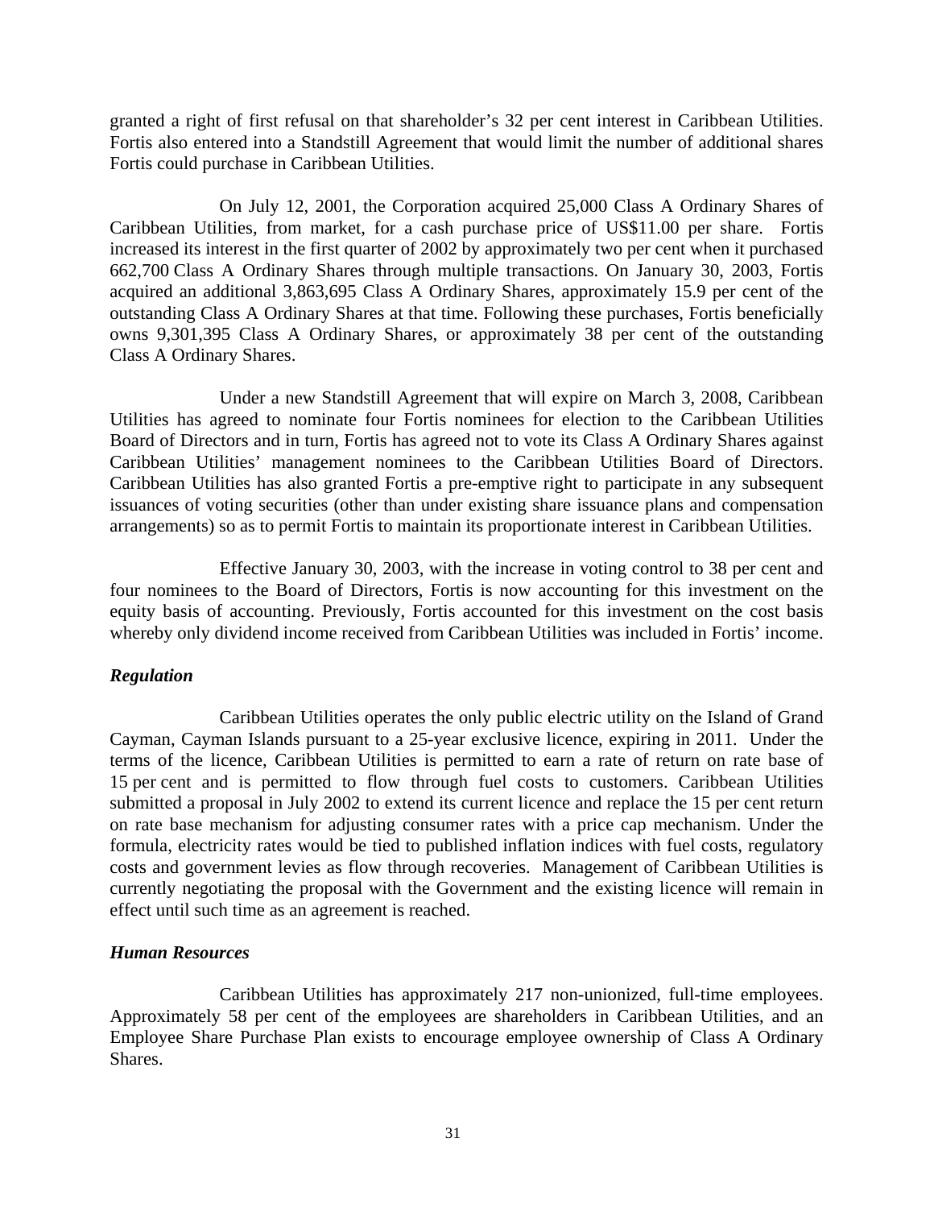granted a right of first refusal on that shareholder's 32 per cent interest in Caribbean Utilities. Fortis also entered into a Standstill Agreement that would limit the number of additional shares Fortis could purchase in Caribbean Utilities.

On July 12, 2001, the Corporation acquired 25,000 Class A Ordinary Shares of Caribbean Utilities, from market, for a cash purchase price of US$11.00 per share. Fortis increased its interest in the first quarter of 2002 by approximately two per cent when it purchased 662,700 Class A Ordinary Shares through multiple transactions. On January 30, 2003, Fortis acquired an additional 3,863,695 Class A Ordinary Shares, approximately 15.9 per cent of the outstanding Class A Ordinary Shares at that time. Following these purchases, Fortis beneficially owns 9,301,395 Class A Ordinary Shares, or approximately 38 per cent of the outstanding Class A Ordinary Shares.

Under a new Standstill Agreement that will expire on March 3, 2008, Caribbean Utilities has agreed to nominate four Fortis nominees for election to the Caribbean Utilities Board of Directors and in turn, Fortis has agreed not to vote its Class A Ordinary Shares against Caribbean Utilities' management nominees to the Caribbean Utilities Board of Directors. Caribbean Utilities has also granted Fortis a pre-emptive right to participate in any subsequent issuances of voting securities (other than under existing share issuance plans and compensation arrangements) so as to permit Fortis to maintain its proportionate interest in Caribbean Utilities.

Effective January 30, 2003, with the increase in voting control to 38 per cent and four nominees to the Board of Directors, Fortis is now accounting for this investment on the equity basis of accounting. Previously, Fortis accounted for this investment on the cost basis whereby only dividend income received from Caribbean Utilities was included in Fortis' income.

### *Regulation*

Caribbean Utilities operates the only public electric utility on the Island of Grand Cayman, Cayman Islands pursuant to a 25-year exclusive licence, expiring in 2011. Under the terms of the licence, Caribbean Utilities is permitted to earn a rate of return on rate base of 15 per cent and is permitted to flow through fuel costs to customers. Caribbean Utilities submitted a proposal in July 2002 to extend its current licence and replace the 15 per cent return on rate base mechanism for adjusting consumer rates with a price cap mechanism. Under the formula, electricity rates would be tied to published inflation indices with fuel costs, regulatory costs and government levies as flow through recoveries. Management of Caribbean Utilities is currently negotiating the proposal with the Government and the existing licence will remain in effect until such time as an agreement is reached.

### *Human Resources*

Caribbean Utilities has approximately 217 non-unionized, full-time employees. Approximately 58 per cent of the employees are shareholders in Caribbean Utilities, and an Employee Share Purchase Plan exists to encourage employee ownership of Class A Ordinary Shares.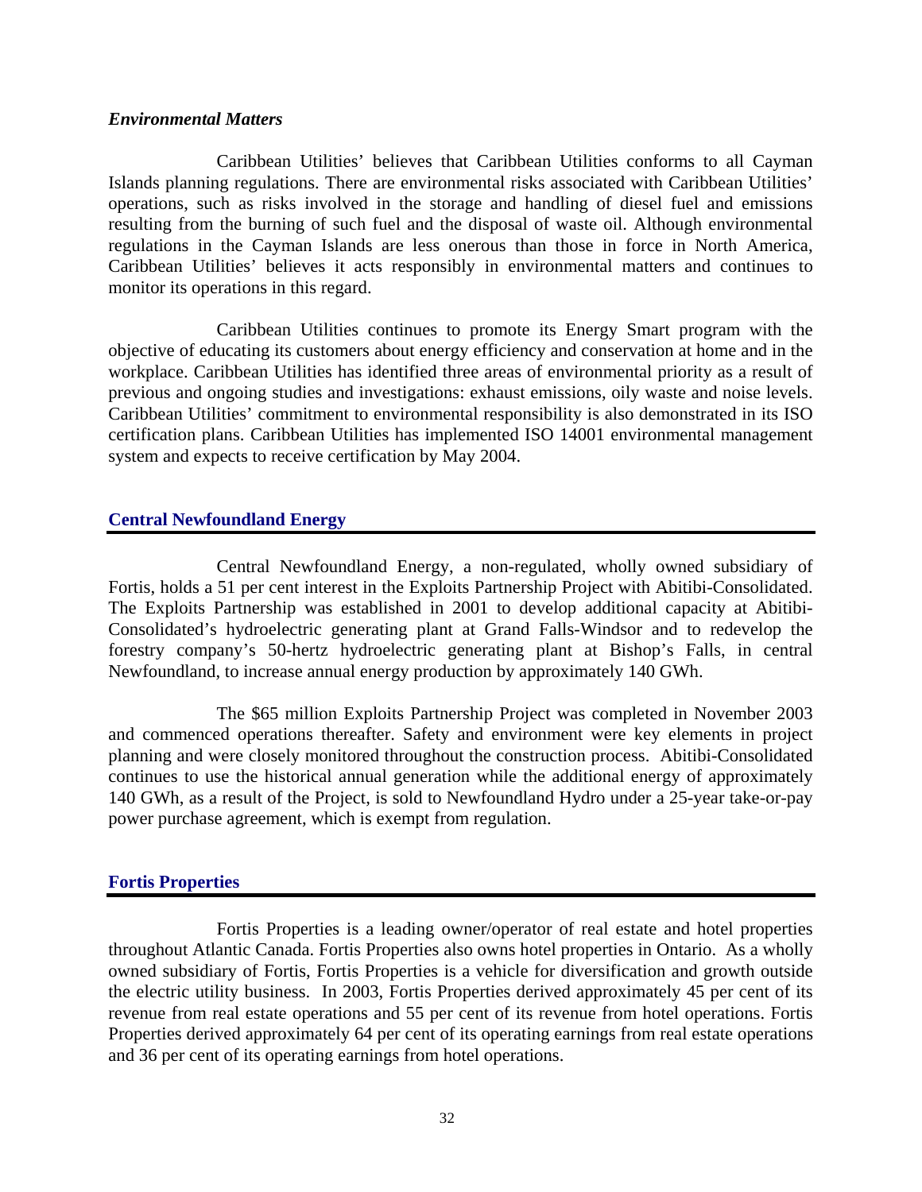### *Environmental Matters*

Caribbean Utilities' believes that Caribbean Utilities conforms to all Cayman Islands planning regulations. There are environmental risks associated with Caribbean Utilities' operations, such as risks involved in the storage and handling of diesel fuel and emissions resulting from the burning of such fuel and the disposal of waste oil. Although environmental regulations in the Cayman Islands are less onerous than those in force in North America, Caribbean Utilities' believes it acts responsibly in environmental matters and continues to monitor its operations in this regard.

Caribbean Utilities continues to promote its Energy Smart program with the objective of educating its customers about energy efficiency and conservation at home and in the workplace. Caribbean Utilities has identified three areas of environmental priority as a result of previous and ongoing studies and investigations: exhaust emissions, oily waste and noise levels. Caribbean Utilities' commitment to environmental responsibility is also demonstrated in its ISO certification plans. Caribbean Utilities has implemented ISO 14001 environmental management system and expects to receive certification by May 2004.

## Central Newfoundland Energy

Central Newfoundland Energy, a non-regulated, wholly owned subsidiary of Fortis, holds a 51 per cent interest in the Exploits Partnership Project with Abitibi-Consolidated. The Exploits Partnership was established in 2001 to develop additional capacity at Abitibi-Consolidated's hydroelectric generating plant at Grand Falls-Windsor and to redevelop the forestry company's 50-hertz hydroelectric generating plant at Bishop's Falls, in central Newfoundland, to increase annual energy production by approximately 140 GWh.

The $65 million Exploits Partnership Project was completed in November 2003 and commenced operations thereafter. Safety and environment were key elements in project planning and were closely monitored throughout the construction process. Abitibi-Consolidated continues to use the historical annual generation while the additional energy of approximately 140 GWh, as a result of the Project, is sold to Newfoundland Hydro under a 25-year take-or-pay power purchase agreement, which is exempt from regulation.

## Fortis Properties

Fortis Properties is a leading owner/operator of real estate and hotel properties throughout Atlantic Canada. Fortis Properties also owns hotel properties in Ontario. As a wholly owned subsidiary of Fortis, Fortis Properties is a vehicle for diversification and growth outside the electric utility business. In 2003, Fortis Properties derived approximately 45 per cent of its revenue from real estate operations and 55 per cent of its revenue from hotel operations. Fortis Properties derived approximately 64 per cent of its operating earnings from real estate operations and 36 per cent of its operating earnings from hotel operations.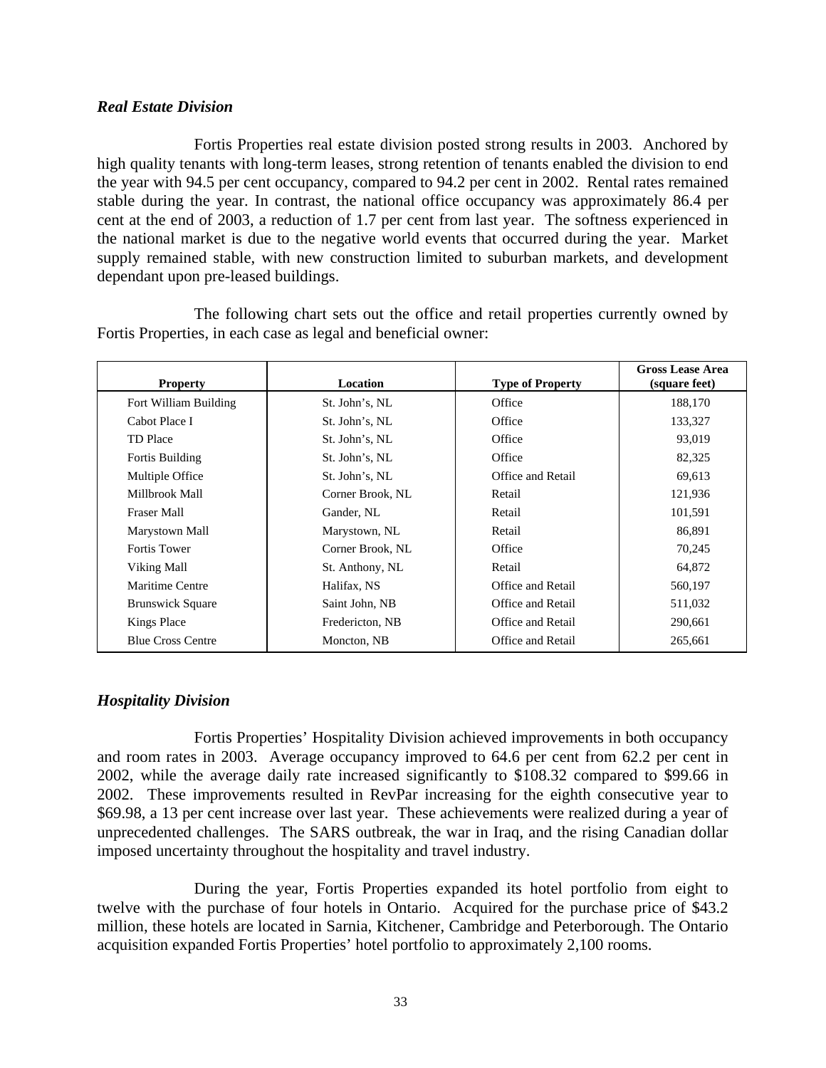### *Real Estate Division*

Fortis Properties real estate division posted strong results in 2003. Anchored by high quality tenants with long-term leases, strong retention of tenants enabled the division to end the year with 94.5 per cent occupancy, compared to 94.2 per cent in 2002. Rental rates remained stable during the year. In contrast, the national office occupancy was approximately 86.4 per cent at the end of 2003, a reduction of 1.7 per cent from last year. The softness experienced in the national market is due to the negative world events that occurred during the year. Market supply remained stable, with new construction limited to suburban markets, and development dependant upon pre-leased buildings.

The following chart sets out the office and retail properties currently owned by Fortis Properties, in each case as legal and beneficial owner:

| Property | Location | Type of Property | Gross Lease Area (square feet) |
|---|---|---|---|
| Fort William Building | St. John’s, NL | Office | 188,170 |
| Cabot Place I | St. John’s, NL | Office | 133,327 |
| TD Place | St. John’s, NL | Office | 93,019 |
| Fortis Building | St. John’s, NL | Office | 82,325 |
| Multiple Office | St. John’s, NL | Office and Retail | 69,613 |
| Millbrook Mall | Corner Brook, NL | Retail | 121,936 |
| Fraser Mall | Gander, NL | Retail | 101,591 |
| Marystown Mall | Marystown, NL | Retail | 86,891 |
| Fortis Tower | Corner Brook, NL | Office | 70,245 |
| Viking Mall | St. Anthony, NL | Retail | 64,872 |
| Maritime Centre | Halifax, NS | Office and Retail | 560,197 |
| Brunswick Square | Saint John, NB | Office and Retail | 511,032 |
| Kings Place | Fredericton, NB | Office and Retail | 290,661 |
| Blue Cross Centre | Moncton, NB | Office and Retail | 265,661 |

### *Hospitality Division*

Fortis Properties’ Hospitality Division achieved improvements in both occupancy and room rates in 2003. Average occupancy improved to 64.6 per cent from 62.2 per cent in 2002, while the average daily rate increased significantly to $108.32 compared to $99.66 in 2002. These improvements resulted in RevPar increasing for the eighth consecutive year to $69.98, a 13 per cent increase over last year. These achievements were realized during a year of unprecedented challenges. The SARS outbreak, the war in Iraq, and the rising Canadian dollar imposed uncertainty throughout the hospitality and travel industry.

During the year, Fortis Properties expanded its hotel portfolio from eight to twelve with the purchase of four hotels in Ontario. Acquired for the purchase price of $43.2 million, these hotels are located in Sarnia, Kitchener, Cambridge and Peterborough. The Ontario acquisition expanded Fortis Properties’ hotel portfolio to approximately 2,100 rooms.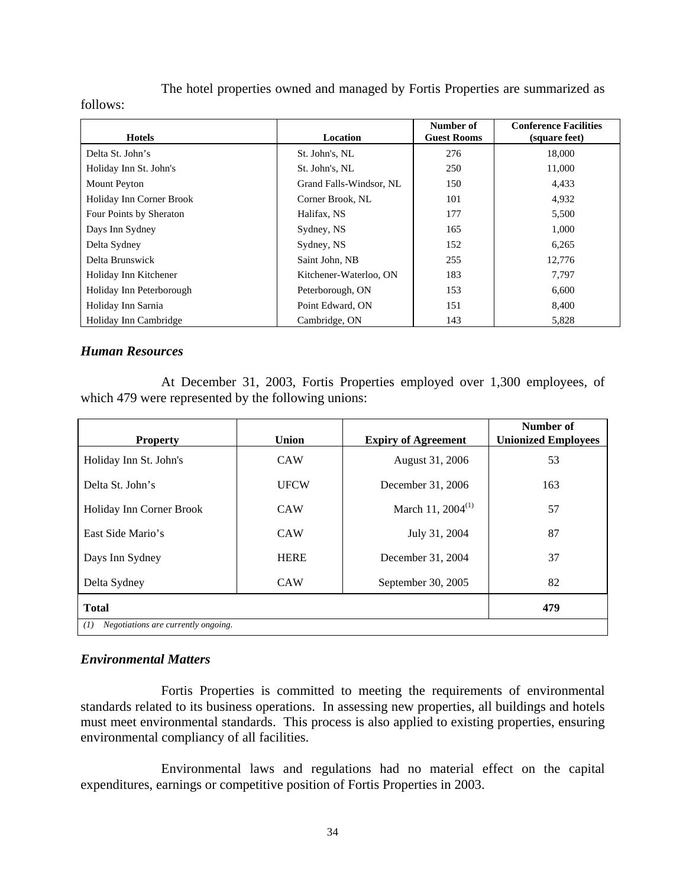The hotel properties owned and managed by Fortis Properties are summarized as follows:

| Hotels | Location | Number of Guest Rooms | Conference Facilities (square feet) |
| --- | --- | --- | --- |
| Delta St. John’s | St. John's, NL | 276 | 18,000 |
| Holiday Inn St. John's | St. John's, NL | 250 | 11,000 |
| Mount Peyton | Grand Falls-Windsor, NL | 150 | 4,433 |
| Holiday Inn Corner Brook | Corner Brook, NL | 101 | 4,932 |
| Four Points by Sheraton | Halifax, NS | 177 | 5,500 |
| Days Inn Sydney | Sydney, NS | 165 | 1,000 |
| Delta Sydney | Sydney, NS | 152 | 6,265 |
| Delta Brunswick | Saint John, NB | 255 | 12,776 |
| Holiday Inn Kitchener | Kitchener-Waterloo, ON | 183 | 7,797 |
| Holiday Inn Peterborough | Peterborough, ON | 153 | 6,600 |
| Holiday Inn Sarnia | Point Edward, ON | 151 | 8,400 |
| Holiday Inn Cambridge | Cambridge, ON | 143 | 5,828 |

### *Human Resources*

At December 31, 2003, Fortis Properties employed over 1,300 employees, of which 479 were represented by the following unions:

| Property | Union | Expiry of Agreement | Number of Unionized Employees |
| --- | --- | --- | --- |
| Holiday Inn St. John's | CAW | August 31, 2006 | 53 |
| Delta St. John’s | UFCW | December 31, 2006 | 163 |
| Holiday Inn Corner Brook | CAW | March 11, 2004(1) | 57 |
| East Side Mario’s | CAW | July 31, 2004 | 87 |
| Days Inn Sydney | HERE | December 31, 2004 | 37 |
| Delta Sydney | CAW | September 30, 2005 | 82 |
| **Total** | | | **479** |

*(1) Negotiations are currently ongoing.*

### *Environmental Matters*

Fortis Properties is committed to meeting the requirements of environmental standards related to its business operations. In assessing new properties, all buildings and hotels must meet environmental standards. This process is also applied to existing properties, ensuring environmental compliancy of all facilities.

Environmental laws and regulations had no material effect on the capital expenditures, earnings or competitive position of Fortis Properties in 2003.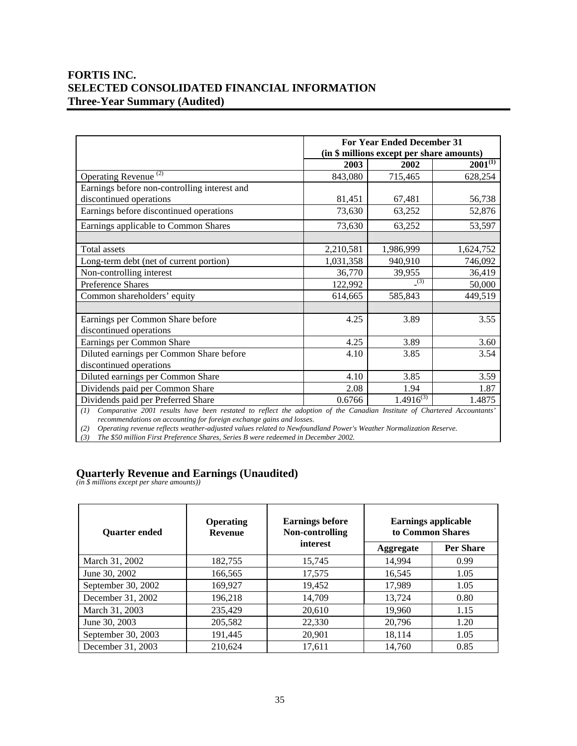# FORTIS INC.
# SELECTED CONSOLIDATED FINANCIAL INFORMATION
## Three-Year Summary (Audited)

| | For Year Ended December 31 (in $ millions except per share amounts) | | |
|---|---|---|---|
| | 2003 | 2002 | 2001[(1)] |
| Operating Revenue [(2)] | 843,080 | 715,465 | 628,254 |
| Earnings before non-controlling interest and discontinued operations | 81,451 | 67,481 | 56,738 |
| Earnings before discontinued operations | 73,630 | 63,252 | 52,876 |
| Earnings applicable to Common Shares | 73,630 | 63,252 | 53,597 |
| | | | |
| Total assets | 2,210,581 | 1,986,999 | 1,624,752 |
| Long-term debt (net of current portion) | 1,031,358 | 940,910 | 746,092 |
| Non-controlling interest | 36,770 | 39,955 | 36,419 |
| Preference Shares | 122,992 | -[(3)] | 50,000 |
| Common shareholders' equity | 614,665 | 585,843 | 449,519 |
| | | | |
| Earnings per Common Share before discontinued operations | 4.25 | 3.89 | 3.55 |
| Earnings per Common Share | 4.25 | 3.89 | 3.60 |
| Diluted earnings per Common Share before discontinued operations | 4.10 | 3.85 | 3.54 |
| Diluted earnings per Common Share | 4.10 | 3.85 | 3.59 |
| Dividends paid per Common Share | 2.08 | 1.94 | 1.87 |
| Dividends paid per Preferred Share | 0.6766 | 1.4916[(3)] | 1.4875 |

*(1) Comparative 2001 results have been restated to reflect the adoption of the Canadian Institute of Chartered Accountants' recommendations on accounting for foreign exchange gains and losses.*

*(2) Operating revenue reflects weather-adjusted values related to Newfoundland Power's Weather Normalization Reserve.*

*(3) The $50 million First Preference Shares, Series B were redeemed in December 2002.*

## Quarterly Revenue and Earnings (Unaudited)

*(in $ millions except per share amounts))*

| Quarter ended | Operating Revenue | Earnings before Non-controlling interest | Earnings applicable to Common Shares | |
|---|---|---|---|---|
| | | | Aggregate | Per Share |
| March 31, 2002 | 182,755 | 15,745 | 14,994 | 0.99 |
| June 30, 2002 | 166,565 | 17,575 | 16,545 | 1.05 |
| September 30, 2002 | 169,927 | 19,452 | 17,989 | 1.05 |
| December 31, 2002 | 196,218 | 14,709 | 13,724 | 0.80 |
| March 31, 2003 | 235,429 | 20,610 | 19,960 | 1.15 |
| June 30, 2003 | 205,582 | 22,330 | 20,796 | 1.20 |
| September 30, 2003 | 191,445 | 20,901 | 18,114 | 1.05 |
| December 31, 2003 | 210,624 | 17,611 | 14,760 | 0.85 |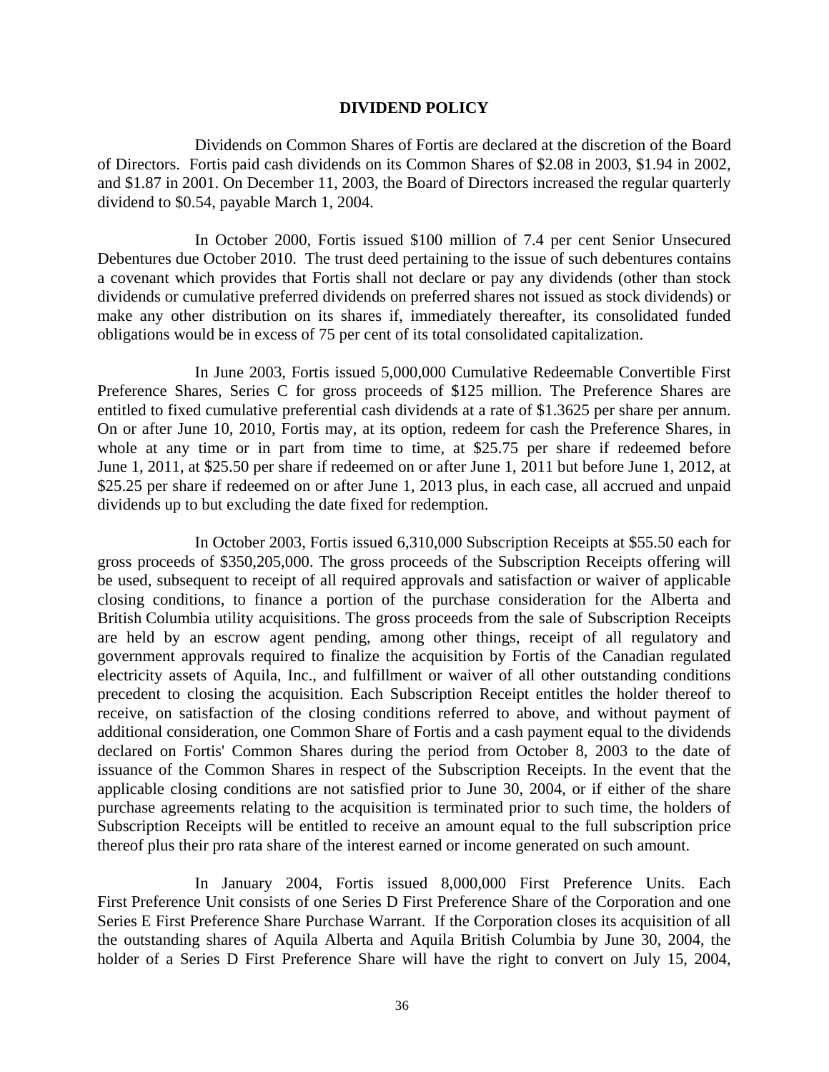## DIVIDEND POLICY

Dividends on Common Shares of Fortis are declared at the discretion of the Board of Directors. Fortis paid cash dividends on its Common Shares of $2.08 in 2003, $1.94 in 2002, and $1.87 in 2001. On December 11, 2003, the Board of Directors increased the regular quarterly dividend to $0.54, payable March 1, 2004.

In October 2000, Fortis issued $100 million of 7.4 per cent Senior Unsecured Debentures due October 2010. The trust deed pertaining to the issue of such debentures contains a covenant which provides that Fortis shall not declare or pay any dividends (other than stock dividends or cumulative preferred dividends on preferred shares not issued as stock dividends) or make any other distribution on its shares if, immediately thereafter, its consolidated funded obligations would be in excess of 75 per cent of its total consolidated capitalization.

In June 2003, Fortis issued 5,000,000 Cumulative Redeemable Convertible First Preference Shares, Series C for gross proceeds of $125 million. The Preference Shares are entitled to fixed cumulative preferential cash dividends at a rate of $1.3625 per share per annum. On or after June 10, 2010, Fortis may, at its option, redeem for cash the Preference Shares, in whole at any time or in part from time to time, at $25.75 per share if redeemed before June 1, 2011, at $25.50 per share if redeemed on or after June 1, 2011 but before June 1, 2012, at $25.25 per share if redeemed on or after June 1, 2013 plus, in each case, all accrued and unpaid dividends up to but excluding the date fixed for redemption.

In October 2003, Fortis issued 6,310,000 Subscription Receipts at $55.50 each for gross proceeds of $350,205,000. The gross proceeds of the Subscription Receipts offering will be used, subsequent to receipt of all required approvals and satisfaction or waiver of applicable closing conditions, to finance a portion of the purchase consideration for the Alberta and British Columbia utility acquisitions. The gross proceeds from the sale of Subscription Receipts are held by an escrow agent pending, among other things, receipt of all regulatory and government approvals required to finalize the acquisition by Fortis of the Canadian regulated electricity assets of Aquila, Inc., and fulfillment or waiver of all other outstanding conditions precedent to closing the acquisition. Each Subscription Receipt entitles the holder thereof to receive, on satisfaction of the closing conditions referred to above, and without payment of additional consideration, one Common Share of Fortis and a cash payment equal to the dividends declared on Fortis' Common Shares during the period from October 8, 2003 to the date of issuance of the Common Shares in respect of the Subscription Receipts. In the event that the applicable closing conditions are not satisfied prior to June 30, 2004, or if either of the share purchase agreements relating to the acquisition is terminated prior to such time, the holders of Subscription Receipts will be entitled to receive an amount equal to the full subscription price thereof plus their pro rata share of the interest earned or income generated on such amount.

In January 2004, Fortis issued 8,000,000 First Preference Units. Each First Preference Unit consists of one Series D First Preference Share of the Corporation and one Series E First Preference Share Purchase Warrant. If the Corporation closes its acquisition of all the outstanding shares of Aquila Alberta and Aquila British Columbia by June 30, 2004, the holder of a Series D First Preference Share will have the right to convert on July 15, 2004,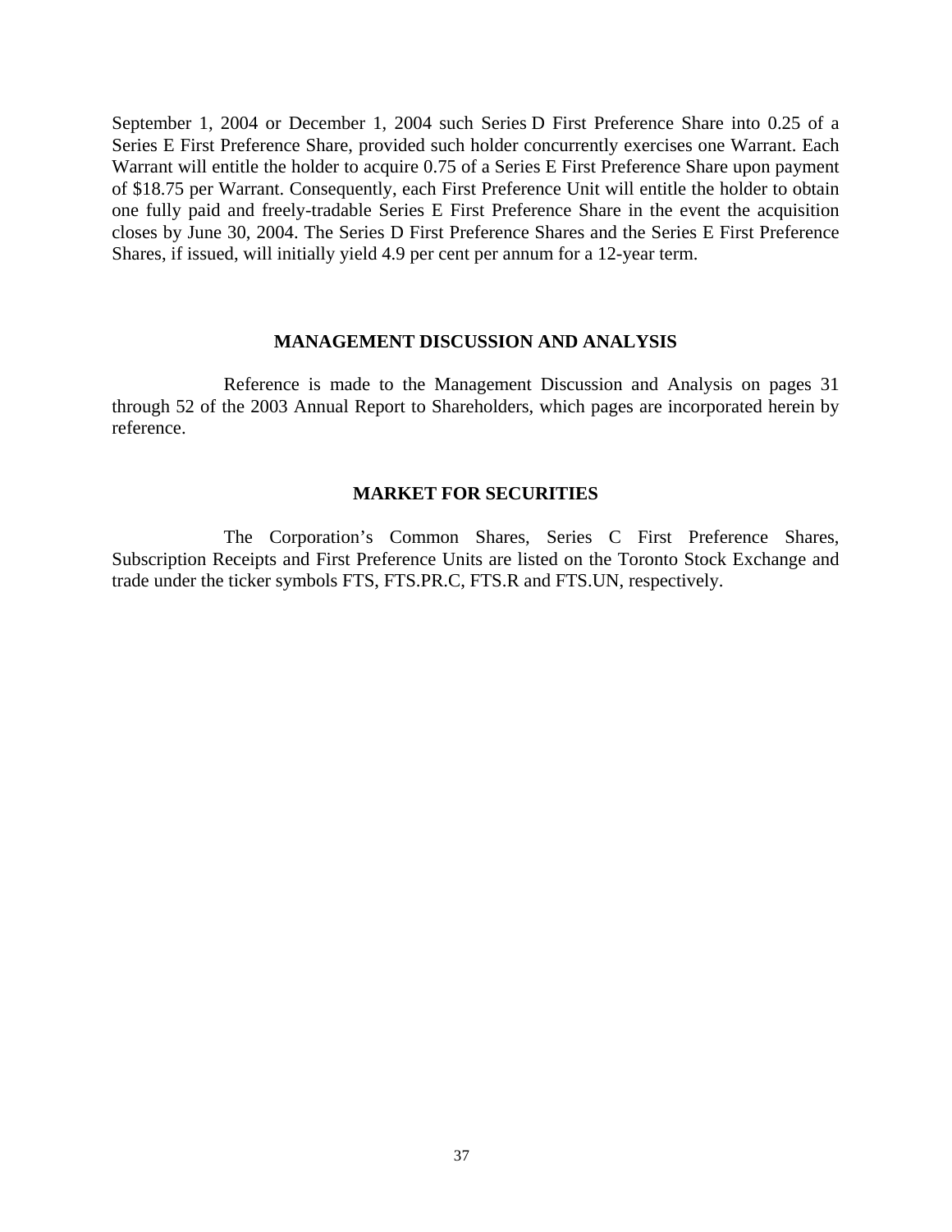September 1, 2004 or December 1, 2004 such Series D First Preference Share into 0.25 of a Series E First Preference Share, provided such holder concurrently exercises one Warrant. Each Warrant will entitle the holder to acquire 0.75 of a Series E First Preference Share upon payment of $18.75 per Warrant. Consequently, each First Preference Unit will entitle the holder to obtain one fully paid and freely-tradable Series E First Preference Share in the event the acquisition closes by June 30, 2004. The Series D First Preference Shares and the Series E First Preference Shares, if issued, will initially yield 4.9 per cent per annum for a 12-year term.

## MANAGEMENT DISCUSSION AND ANALYSIS

Reference is made to the Management Discussion and Analysis on pages 31 through 52 of the 2003 Annual Report to Shareholders, which pages are incorporated herein by reference.

## MARKET FOR SECURITIES

The Corporation's Common Shares, Series C First Preference Shares, Subscription Receipts and First Preference Units are listed on the Toronto Stock Exchange and trade under the ticker symbols FTS, FTS.PR.C, FTS.R and FTS.UN, respectively.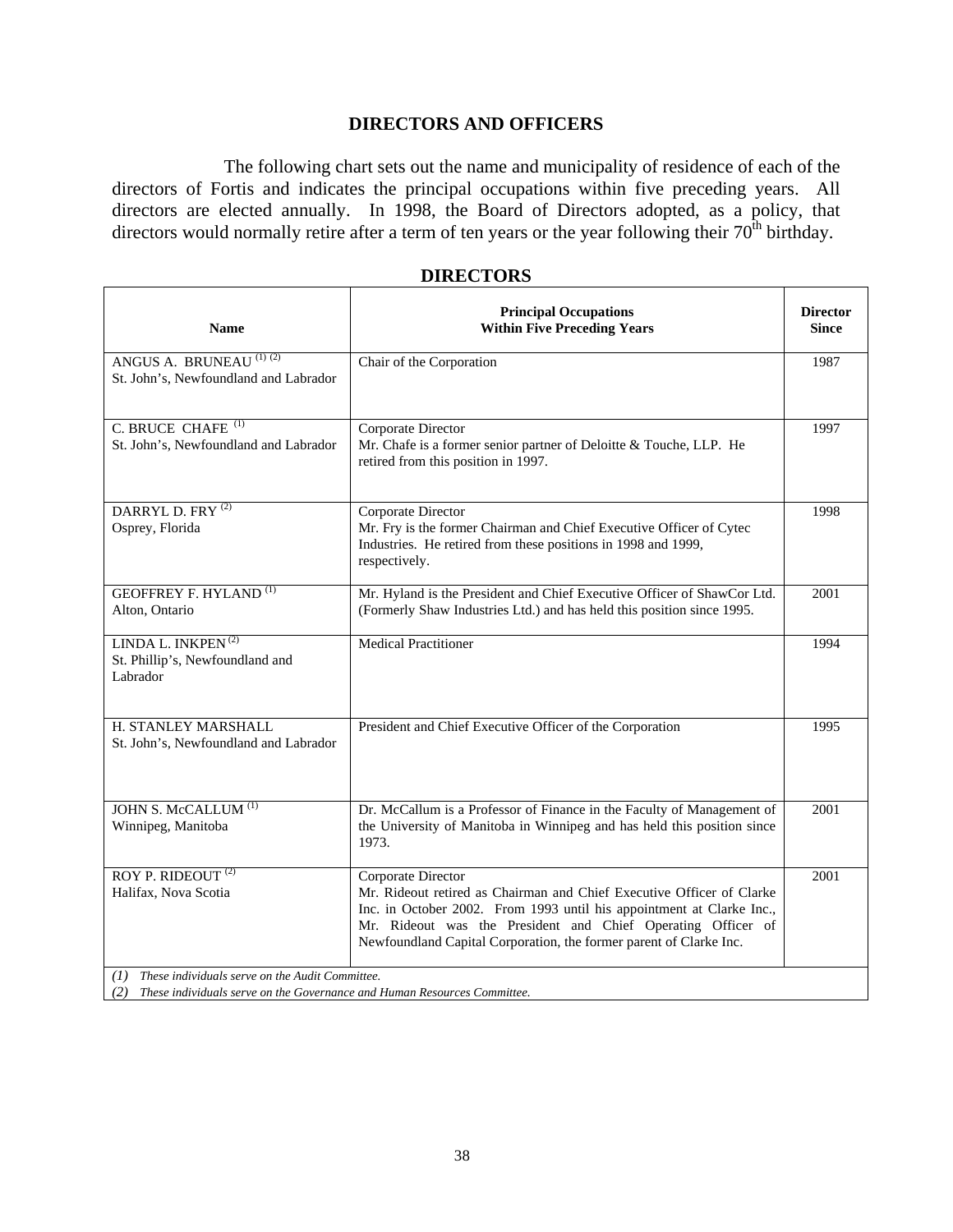## DIRECTORS AND OFFICERS

The following chart sets out the name and municipality of residence of each of the directors of Fortis and indicates the principal occupations within five preceding years. All directors are elected annually. In 1998, the Board of Directors adopted, as a policy, that directors would normally retire after a term of ten years or the year following their 70th birthday.

### DIRECTORS

| Name | Principal Occupations Within Five Preceding Years | Director Since |
|---|---|---|
| ANGUS A. BRUNEAU (1) (2)<br>St. John's, Newfoundland and Labrador | Chair of the Corporation | 1987 |
| C. BRUCE CHAFE (1)<br>St. John's, Newfoundland and Labrador | Corporate Director<br>Mr. Chafe is a former senior partner of Deloitte & Touche, LLP. He retired from this position in 1997. | 1997 |
| DARRYL D. FRY (2)<br>Osprey, Florida | Corporate Director<br>Mr. Fry is the former Chairman and Chief Executive Officer of Cytec Industries. He retired from these positions in 1998 and 1999, respectively. | 1998 |
| GEOFFREY F. HYLAND (1)<br>Alton, Ontario | Mr. Hyland is the President and Chief Executive Officer of ShawCor Ltd. (Formerly Shaw Industries Ltd.) and has held this position since 1995. | 2001 |
| LINDA L. INKPEN (2)<br>St. Phillip's, Newfoundland and Labrador | Medical Practitioner | 1994 |
| H. STANLEY MARSHALL<br>St. John's, Newfoundland and Labrador | President and Chief Executive Officer of the Corporation | 1995 |
| JOHN S. McCALLUM (1)<br>Winnipeg, Manitoba | Dr. McCallum is a Professor of Finance in the Faculty of Management of the University of Manitoba in Winnipeg and has held this position since 1973. | 2001 |
| ROY P. RIDEOUT (2)<br>Halifax, Nova Scotia | Corporate Director<br>Mr. Rideout retired as Chairman and Chief Executive Officer of Clarke Inc. in October 2002. From 1993 until his appointment at Clarke Inc., Mr. Rideout was the President and Chief Operating Officer of Newfoundland Capital Corporation, the former parent of Clarke Inc. | 2001 |

*(1) These individuals serve on the Audit Committee.*
*(2) These individuals serve on the Governance and Human Resources Committee.*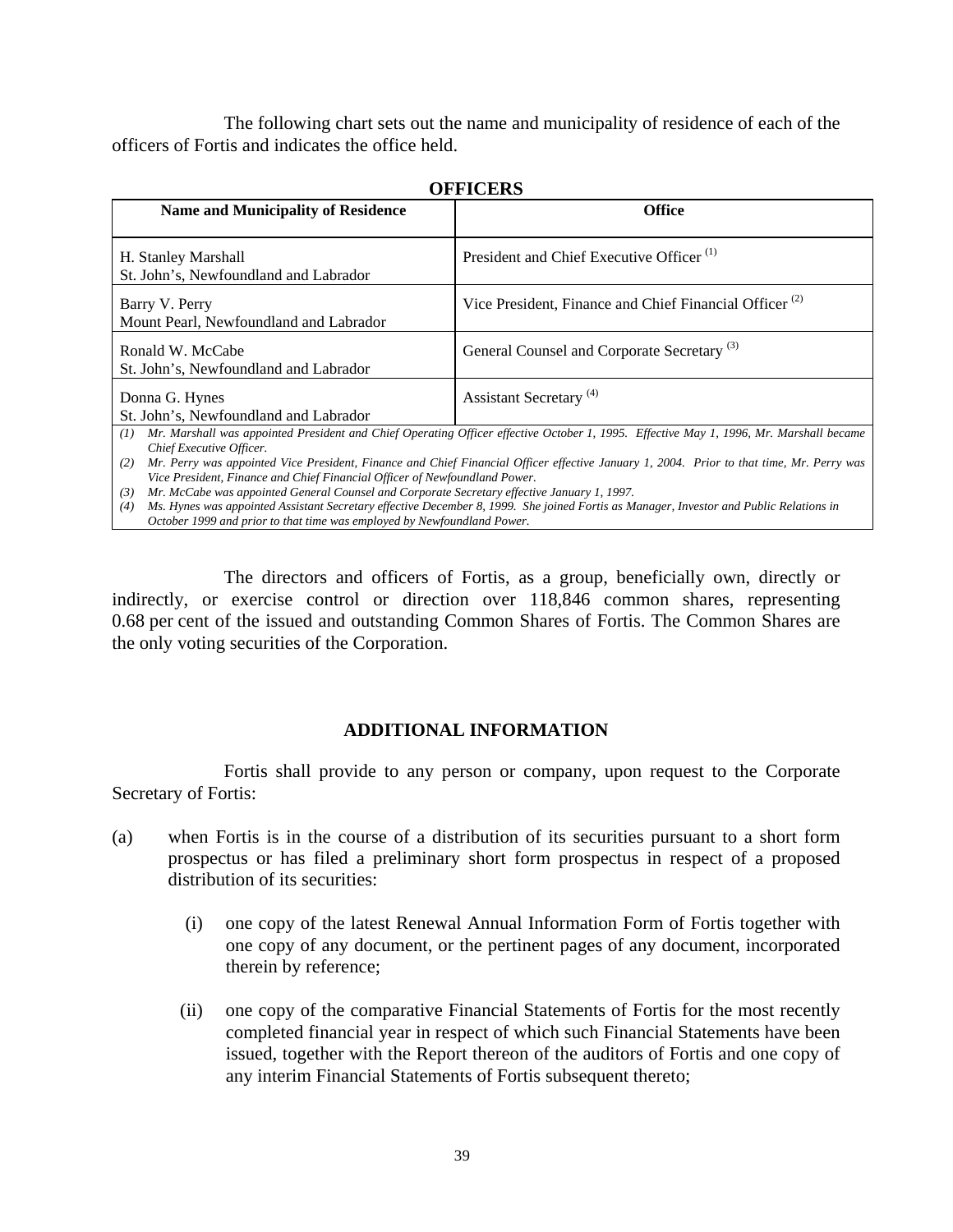The following chart sets out the name and municipality of residence of each of the officers of Fortis and indicates the office held.

**OFFICERS**

| Name and Municipality of Residence | Office |
|---|---|
| H. Stanley Marshall<br>St. John's, Newfoundland and Labrador | President and Chief Executive Officer (1) |
| Barry V. Perry<br>Mount Pearl, Newfoundland and Labrador | Vice President, Finance and Chief Financial Officer (2) |
| Ronald W. McCabe<br>St. John's, Newfoundland and Labrador | General Counsel and Corporate Secretary (3) |
| Donna G. Hynes<br>St. John's, Newfoundland and Labrador | Assistant Secretary (4) |

*(1) Mr. Marshall was appointed President and Chief Operating Officer effective October 1, 1995. Effective May 1, 1996, Mr. Marshall became Chief Executive Officer.*
*(2) Mr. Perry was appointed Vice President, Finance and Chief Financial Officer effective January 1, 2004. Prior to that time, Mr. Perry was Vice President, Finance and Chief Financial Officer of Newfoundland Power.*
*(3) Mr. McCabe was appointed General Counsel and Corporate Secretary effective January 1, 1997.*
*(4) Ms. Hynes was appointed Assistant Secretary effective December 8, 1999. She joined Fortis as Manager, Investor and Public Relations in October 1999 and prior to that time was employed by Newfoundland Power.*

The directors and officers of Fortis, as a group, beneficially own, directly or indirectly, or exercise control or direction over 118,846 common shares, representing 0.68 per cent of the issued and outstanding Common Shares of Fortis. The Common Shares are the only voting securities of the Corporation.

## ADDITIONAL INFORMATION

Fortis shall provide to any person or company, upon request to the Corporate Secretary of Fortis:

(a) when Fortis is in the course of a distribution of its securities pursuant to a short form prospectus or has filed a preliminary short form prospectus in respect of a proposed distribution of its securities:

  (i) one copy of the latest Renewal Annual Information Form of Fortis together with one copy of any document, or the pertinent pages of any document, incorporated therein by reference;

  (ii) one copy of the comparative Financial Statements of Fortis for the most recently completed financial year in respect of which such Financial Statements have been issued, together with the Report thereon of the auditors of Fortis and one copy of any interim Financial Statements of Fortis subsequent thereto;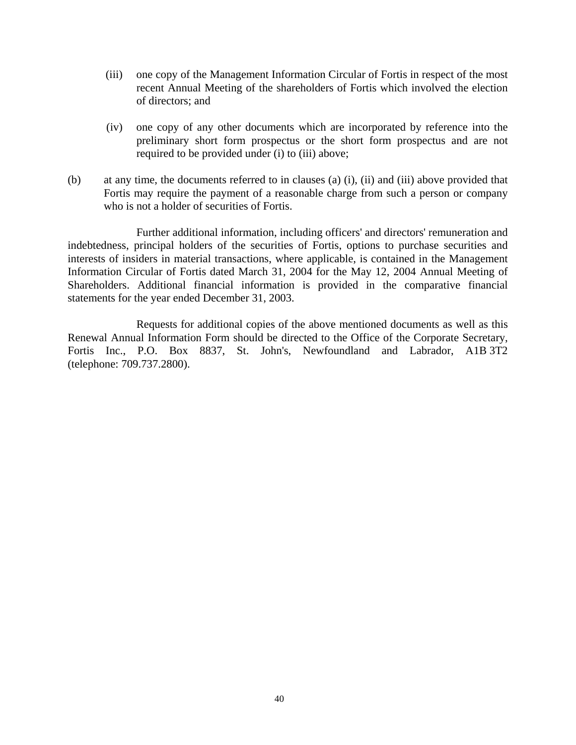(iii) one copy of the Management Information Circular of Fortis in respect of the most recent Annual Meeting of the shareholders of Fortis which involved the election of directors; and

(iv) one copy of any other documents which are incorporated by reference into the preliminary short form prospectus or the short form prospectus and are not required to be provided under (i) to (iii) above;

(b) at any time, the documents referred to in clauses (a) (i), (ii) and (iii) above provided that Fortis may require the payment of a reasonable charge from such a person or company who is not a holder of securities of Fortis.

Further additional information, including officers' and directors' remuneration and indebtedness, principal holders of the securities of Fortis, options to purchase securities and interests of insiders in material transactions, where applicable, is contained in the Management Information Circular of Fortis dated March 31, 2004 for the May 12, 2004 Annual Meeting of Shareholders. Additional financial information is provided in the comparative financial statements for the year ended December 31, 2003.

Requests for additional copies of the above mentioned documents as well as this Renewal Annual Information Form should be directed to the Office of the Corporate Secretary, Fortis Inc., P.O. Box 8837, St. John's, Newfoundland and Labrador, A1B 3T2 (telephone: 709.737.2800).